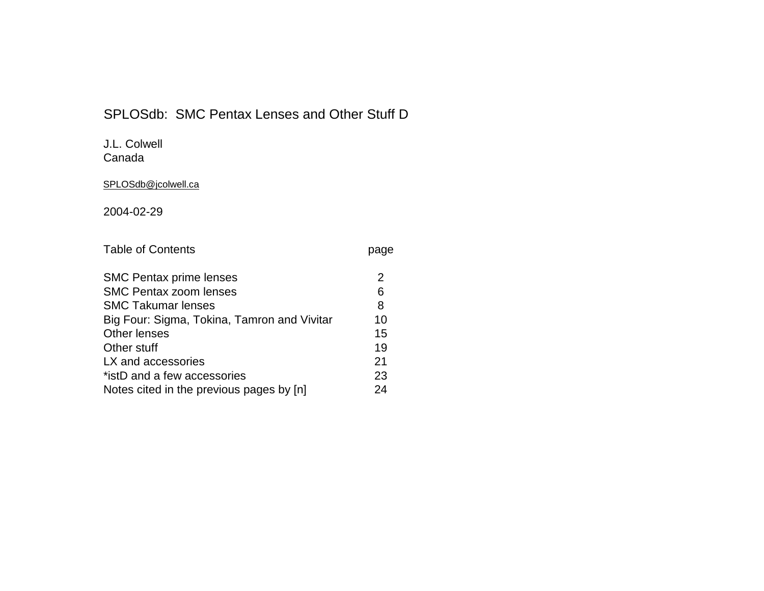# SPLOSdb: SMC Pentax Lenses and Other Stuff D

J.L. Colwell
Canada

SPLOSdb@jcolwell.ca

2004-02-29

| Table of Contents | page |
|---|---|
| SMC Pentax prime lenses | 2 |
| SMC Pentax zoom lenses | 6 |
| SMC Takumar lenses | 8 |
| Big Four: Sigma, Tokina, Tamron and Vivitar | 10 |
| Other lenses | 15 |
| Other stuff | 19 |
| LX and accessories | 21 |
| *istD and a few accessories | 23 |
| Notes cited in the previous pages by [n] | 24 |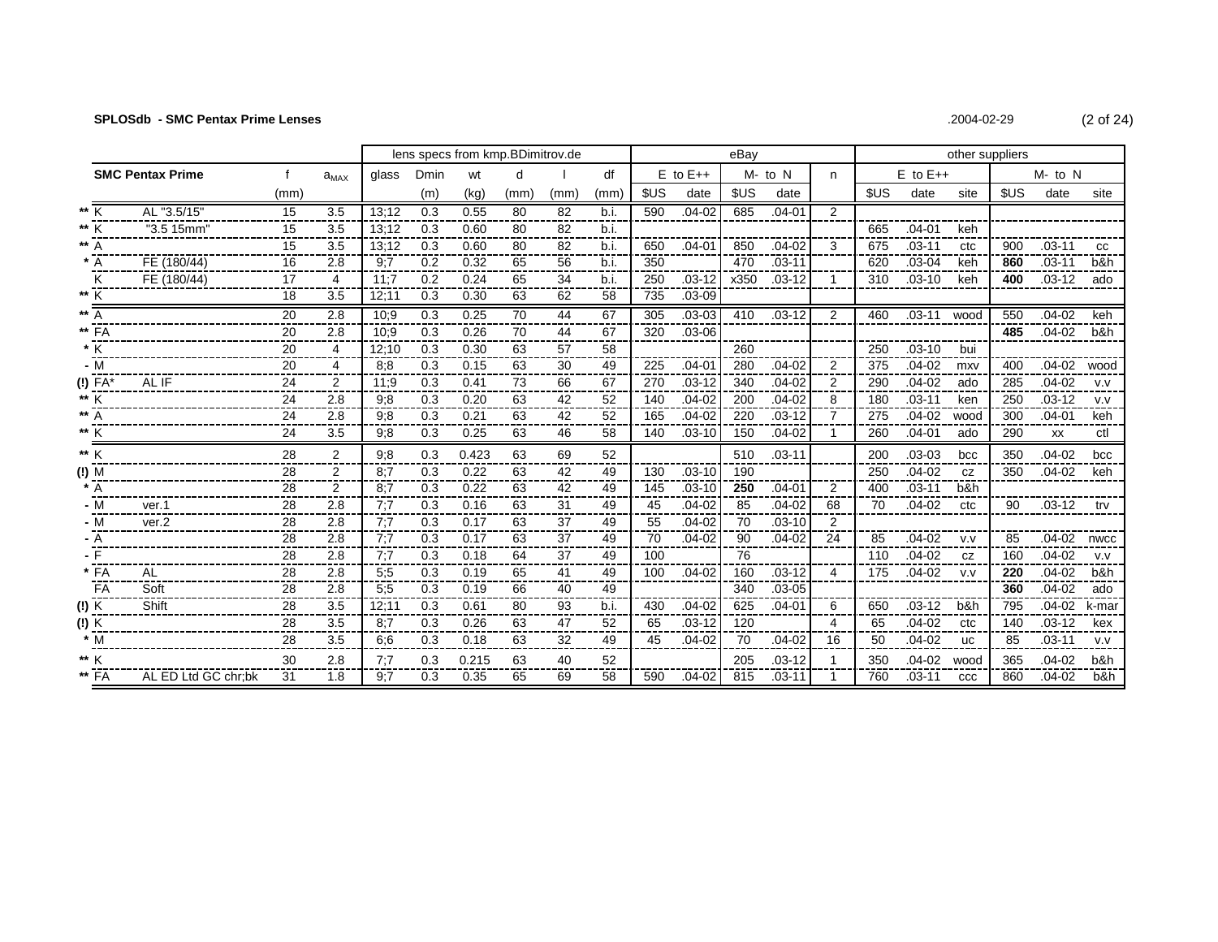**SPLOSdb - SMC Pentax Prime Lenses** .2004-02-29

| | SMC Pentax Prime | | f | $a_{MAX}$ | lens specs from kmp.BDimitrov.de | | | | | | | eBay | | | | | other suppliers | | | | | |
|---|---|---|---|---|---|---|---|---|---|---|---|---|---|---|---|---|---|---|---|---|---|---|
| | | | | | glass | Dmin | wt | d | l | df | E to E++ | | M- to N | | n | E to E++ | | | M- to N | | |
| | | | (mm) | | | (m) | (kg) | (mm) | (mm) | (mm) | $US | date | $US | date | | $US | date | site | $US | date | site |
| ** | K | AL "3.5/15" | 15 | 3.5 | 13;12 | 0.3 | 0.55 | 80 | 82 | b.i. | 590 | .04-02 | 685 | .04-01 | 2 | | | | | | |
| ** | K | "3.5 15mm" | 15 | 3.5 | 13;12 | 0.3 | 0.60 | 80 | 82 | b.i. | | | | | | 665 | .04-01 | keh | | | |
| ** | A | | 15 | 3.5 | 13;12 | 0.3 | 0.60 | 80 | 82 | b.i. | 650 | .04-01 | 850 | .04-02 | 3 | 675 | .03-11 | ctc | 900 | .03-11 | cc |
| * | A | FE (180/44) | 16 | 2.8 | 9;7 | 0.2 | 0.32 | 65 | 56 | b.i. | 350 | | 470 | .03-11 | | 620 | .03-04 | keh | **860** | .03-11 | b&h |
| | K | FE (180/44) | 17 | 4 | 11;7 | 0.2 | 0.24 | 65 | 34 | b.i. | 250 | .03-12 | x350 | .03-12 | 1 | 310 | .03-10 | keh | **400** | .03-12 | ado |
| ** | K | | 18 | 3.5 | 12;11 | 0.3 | 0.30 | 63 | 62 | 58 | 735 | .03-09 | | | | | | | | | |
| ** | A | | 20 | 2.8 | 10;9 | 0.3 | 0.25 | 70 | 44 | 67 | 305 | .03-03 | 410 | .03-12 | 2 | 460 | .03-11 | wood | 550 | .04-02 | keh |
| ** | FA | | 20 | 2.8 | 10;9 | 0.3 | 0.26 | 70 | 44 | 67 | 320 | .03-06 | | | | | | | **485** | .04-02 | b&h |
| * | K | | 20 | 4 | 12;10 | 0.3 | 0.30 | 63 | 57 | 58 | | | 260 | | | 250 | .03-10 | bui | | | |
| - | M | | 20 | 4 | 8;8 | 0.3 | 0.15 | 63 | 30 | 49 | 225 | .04-01 | 280 | .04-02 | 2 | 375 | .04-02 | mxv | 400 | .04-02 | wood |
| (!) | FA* | AL IF | 24 | 2 | 11;9 | 0.3 | 0.41 | 73 | 66 | 67 | 270 | .03-12 | 340 | .04-02 | 2 | 290 | .04-02 | ado | 285 | .04-02 | v.v |
| ** | K | | 24 | 2.8 | 9;8 | 0.3 | 0.20 | 63 | 42 | 52 | 140 | .04-02 | 200 | .04-02 | 8 | 180 | .03-11 | ken | 250 | .03-12 | v.v |
| ** | A | | 24 | 2.8 | 9;8 | 0.3 | 0.21 | 63 | 42 | 52 | 165 | .04-02 | 220 | .03-12 | 7 | 275 | .04-02 | wood | 300 | .04-01 | keh |
| ** | K | | 24 | 3.5 | 9;8 | 0.3 | 0.25 | 63 | 46 | 58 | 140 | .03-10 | 150 | .04-02 | 1 | 260 | .04-01 | ado | 290 | xx | ctl |
| ** | K | | 28 | 2 | 9;8 | 0.3 | 0.423 | 63 | 69 | 52 | | | 510 | .03-11 | | 200 | .03-03 | bcc | 350 | .04-02 | bcc |
| (!) | M | | 28 | 2 | 8;7 | 0.3 | 0.22 | 63 | 42 | 49 | 130 | .03-10 | 190 | | | 250 | .04-02 | cz | 350 | .04-02 | keh |
| * | A | | 28 | 2 | 8;7 | 0.3 | 0.22 | 63 | 42 | 49 | 145 | .03-10 | **250** | .04-01 | 2 | 400 | .03-11 | b&h | | | |
| - | M | ver.1 | 28 | 2.8 | 7;7 | 0.3 | 0.16 | 63 | 31 | 49 | 45 | .04-02 | 85 | .04-02 | 68 | 70 | .04-02 | ctc | 90 | .03-12 | trv |
| - | M | ver.2 | 28 | 2.8 | 7;7 | 0.3 | 0.17 | 63 | 37 | 49 | 55 | .04-02 | 70 | .03-10 | 2 | | | | | | |
| - | A | | 28 | 2.8 | 7;7 | 0.3 | 0.17 | 63 | 37 | 49 | 70 | .04-02 | 90 | .04-02 | 24 | 85 | .04-02 | v.v | 85 | .04-02 | nwcc |
| - | F | | 28 | 2.8 | 7;7 | 0.3 | 0.18 | 64 | 37 | 49 | 100 | | 76 | | | 110 | .04-02 | cz | 160 | .04-02 | v.v |
| * | FA | AL | 28 | 2.8 | 5;5 | 0.3 | 0.19 | 65 | 41 | 49 | 100 | .04-02 | 160 | .03-12 | 4 | 175 | .04-02 | v.v | **220** | .04-02 | b&h |
| | FA | Soft | 28 | 2.8 | 5;5 | 0.3 | 0.19 | 66 | 40 | 49 | | | 340 | .03-05 | | | | | **360** | .04-02 | ado |
| (!) | K | Shift | 28 | 3.5 | 12;11 | 0.3 | 0.61 | 80 | 93 | b.i. | 430 | .04-02 | 625 | .04-01 | 6 | 650 | .03-12 | b&h | 795 | .04-02 | k-mar |
| (!) | K | | 28 | 3.5 | 8;7 | 0.3 | 0.26 | 63 | 47 | 52 | 65 | .03-12 | 120 | | 4 | 65 | .04-02 | ctc | 140 | .03-12 | kex |
| * | M | | 28 | 3.5 | 6;6 | 0.3 | 0.18 | 63 | 32 | 49 | 45 | .04-02 | 70 | .04-02 | 16 | 50 | .04-02 | uc | 85 | .03-11 | v.v |
| ** | K | | 30 | 2.8 | 7;7 | 0.3 | 0.215 | 63 | 40 | 52 | | | 205 | .03-12 | 1 | 350 | .04-02 | wood | 365 | .04-02 | b&h |
| ** | FA | AL ED Ltd GC chr;bk | 31 | 1.8 | 9;7 | 0.3 | 0.35 | 65 | 69 | 58 | 590 | .04-02 | 815 | .03-11 | 1 | 760 | .03-11 | ccc | 860 | .04-02 | b&h |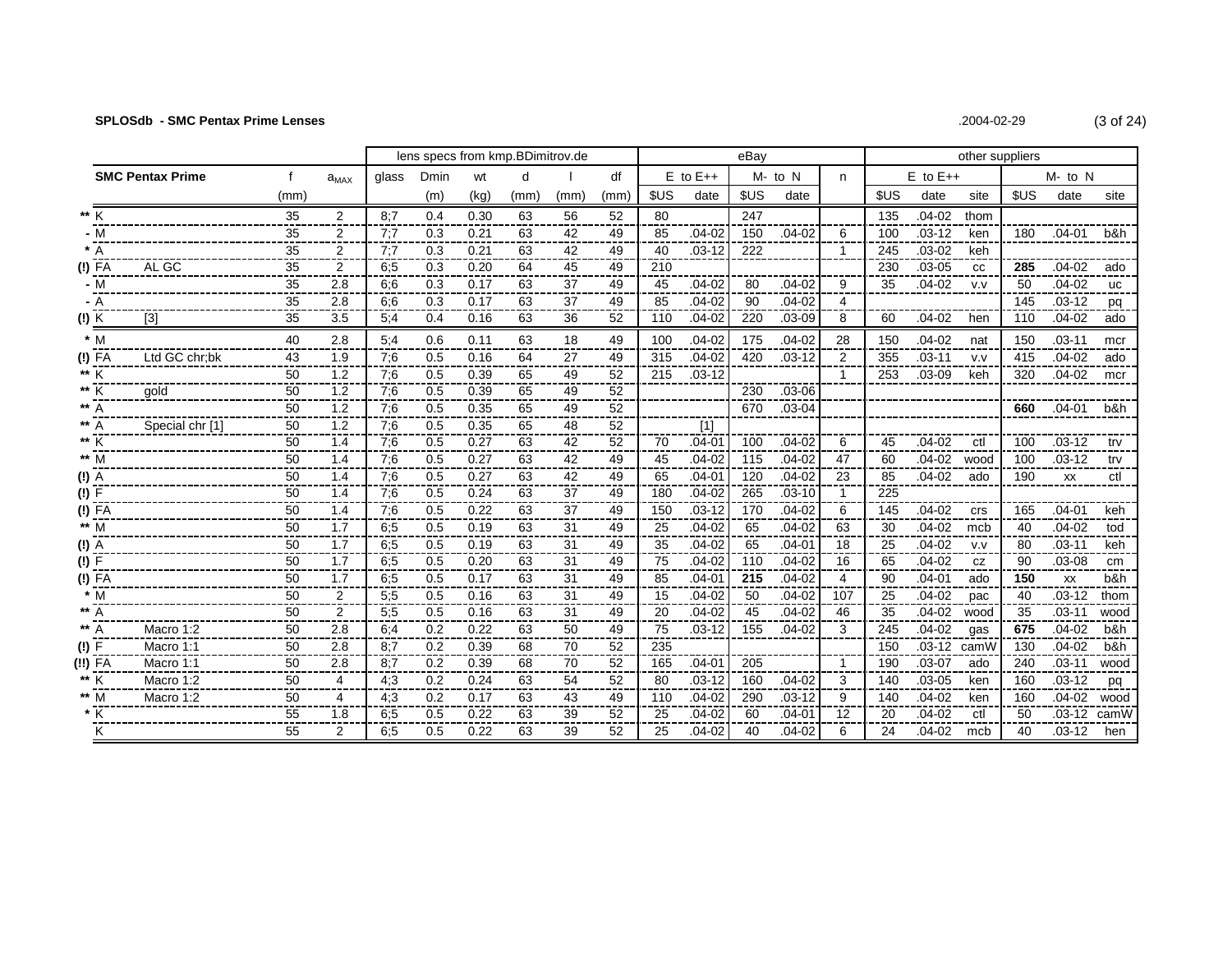**SPLOSdb - SMC Pentax Prime Lenses** .2004-02-29

| | **SMC Pentax Prime** | | f | $a_{MAX}$ | lens specs from kmp.BDimitrov.de | | | | | | eBay | | | | | other suppliers | | | | | |
|---|---|---|---|---|---|---|---|---|---|---|---|---|---|---|---|---|---|---|---|---|---|
| | | | | | glass | Dmin | wt | d | l | df | E to E++ | | M- to N | | n | E to E++ | | | M- to N | | |
| | | | (mm) | | | (m) | (kg) | (mm) | (mm) | (mm) | $US | date | $US | date | | $US | date | site | $US | date | site |
| ** | K | | 35 | 2 | 8;7 | 0.4 | 0.30 | 63 | 56 | 52 | 80 | | 247 | | | 135 | .04-02 | thom | | | |
| - | M | | 35 | 2 | 7;7 | 0.3 | 0.21 | 63 | 42 | 49 | 85 | .04-02 | 150 | .04-02 | 6 | 100 | .03-12 | ken | 180 | .04-01 | b&h |
| * | A | | 35 | 2 | 7;7 | 0.3 | 0.21 | 63 | 42 | 49 | 40 | .03-12 | 222 | | 1 | 245 | .03-02 | keh | | | |
| (!) | FA | AL GC | 35 | 2 | 6;5 | 0.3 | 0.20 | 64 | 45 | 49 | 210 | | | | | 230 | .03-05 | cc | **285** | .04-02 | ado |
| - | M | | 35 | 2.8 | 6;6 | 0.3 | 0.17 | 63 | 37 | 49 | 45 | .04-02 | 80 | .04-02 | 9 | 35 | .04-02 | v.v | 50 | .04-02 | uc |
| - | A | | 35 | 2.8 | 6;6 | 0.3 | 0.17 | 63 | 37 | 49 | 85 | .04-02 | 90 | .04-02 | 4 | | | | 145 | .03-12 | pq |
| (!) | K | [3] | 35 | 3.5 | 5;4 | 0.4 | 0.16 | 63 | 36 | 52 | 110 | .04-02 | 220 | .03-09 | 8 | 60 | .04-02 | hen | 110 | .04-02 | ado |
| * | M | | 40 | 2.8 | 5;4 | 0.6 | 0.11 | 63 | 18 | 49 | 100 | .04-02 | 175 | .04-02 | 28 | 150 | .04-02 | nat | 150 | .03-11 | mcr |
| (!) | FA | Ltd GC chr;bk | 43 | 1.9 | 7;6 | 0.5 | 0.16 | 64 | 27 | 49 | 315 | .04-02 | 420 | .03-12 | 2 | 355 | .03-11 | v.v | 415 | .04-02 | ado |
| ** | K | | 50 | 1.2 | 7;6 | 0.5 | 0.39 | 65 | 49 | 52 | 215 | .03-12 | | | 1 | 253 | .03-09 | keh | 320 | .04-02 | mcr |
| ** | K | gold | 50 | 1.2 | 7;6 | 0.5 | 0.39 | 65 | 49 | 52 | | | 230 | .03-06 | | | | | | | |
| ** | A | | 50 | 1.2 | 7;6 | 0.5 | 0.35 | 65 | 49 | 52 | | | 670 | .03-04 | | | | | **660** | .04-01 | b&h |
| ** | A | Special chr [1] | 50 | 1.2 | 7;6 | 0.5 | 0.35 | 65 | 48 | 52 | | [1] | | | | | | | | | |
| ** | K | | 50 | 1.4 | 7;6 | 0.5 | 0.27 | 63 | 42 | 52 | 70 | .04-01 | 100 | .04-02 | 6 | 45 | .04-02 | ctl | 100 | .03-12 | trv |
| ** | M | | 50 | 1.4 | 7;6 | 0.5 | 0.27 | 63 | 42 | 49 | 45 | .04-02 | 115 | .04-02 | 47 | 60 | .04-02 | wood | 100 | .03-12 | trv |
| (!) | A | | 50 | 1.4 | 7;6 | 0.5 | 0.27 | 63 | 42 | 49 | 65 | .04-01 | 120 | .04-02 | 23 | 85 | .04-02 | ado | 190 | xx | ctl |
| (!) | F | | 50 | 1.4 | 7;6 | 0.5 | 0.24 | 63 | 37 | 49 | 180 | .04-02 | 265 | .03-10 | 1 | 225 | | | | | |
| (!) | FA | | 50 | 1.4 | 7;6 | 0.5 | 0.22 | 63 | 37 | 49 | 150 | .03-12 | 170 | .04-02 | 6 | 145 | .04-02 | crs | 165 | .04-01 | keh |
| ** | M | | 50 | 1.7 | 6;5 | 0.5 | 0.19 | 63 | 31 | 49 | 25 | .04-02 | 65 | .04-02 | 63 | 30 | .04-02 | mcb | 40 | .04-02 | tod |
| (!) | A | | 50 | 1.7 | 6;5 | 0.5 | 0.19 | 63 | 31 | 49 | 35 | .04-02 | 65 | .04-01 | 18 | 25 | .04-02 | v.v | 80 | .03-11 | keh |
| (!) | F | | 50 | 1.7 | 6;5 | 0.5 | 0.20 | 63 | 31 | 49 | 75 | .04-02 | 110 | .04-02 | 16 | 65 | .04-02 | cz | 90 | .03-08 | cm |
| (!) | FA | | 50 | 1.7 | 6;5 | 0.5 | 0.17 | 63 | 31 | 49 | 85 | .04-01 | **215** | .04-02 | 4 | 90 | .04-01 | ado | **150** | xx | b&h |
| * | M | | 50 | 2 | 5;5 | 0.5 | 0.16 | 63 | 31 | 49 | 15 | .04-02 | 50 | .04-02 | 107 | 25 | .04-02 | pac | 40 | .03-12 | thom |
| ** | A | | 50 | 2 | 5;5 | 0.5 | 0.16 | 63 | 31 | 49 | 20 | .04-02 | 45 | .04-02 | 46 | 35 | .04-02 | wood | 35 | .03-11 | wood |
| ** | A | Macro 1:2 | 50 | 2.8 | 6;4 | 0.2 | 0.22 | 63 | 50 | 49 | 75 | .03-12 | 155 | .04-02 | 3 | 245 | .04-02 | gas | **675** | .04-02 | b&h |
| (!) | F | Macro 1:1 | 50 | 2.8 | 8;7 | 0.2 | 0.39 | 68 | 70 | 52 | 235 | | | | | 150 | .03-12 | camW | 130 | .04-02 | b&h |
| (!!) | FA | Macro 1:1 | 50 | 2.8 | 8;7 | 0.2 | 0.39 | 68 | 70 | 52 | 165 | .04-01 | 205 | | 1 | 190 | .03-07 | ado | 240 | .03-11 | wood |
| ** | K | Macro 1:2 | 50 | 4 | 4;3 | 0.2 | 0.24 | 63 | 54 | 52 | 80 | .03-12 | 160 | .04-02 | 3 | 140 | .03-05 | ken | 160 | .03-12 | pq |
| ** | M | Macro 1:2 | 50 | 4 | 4;3 | 0.2 | 0.17 | 63 | 43 | 49 | 110 | .04-02 | 290 | .03-12 | 9 | 140 | .04-02 | ken | 160 | .04-02 | wood |
| * | K | | 55 | 1.8 | 6;5 | 0.5 | 0.22 | 63 | 39 | 52 | 25 | .04-02 | 60 | .04-01 | 12 | 20 | .04-02 | ctl | 50 | .03-12 | camW |
| | K | | 55 | 2 | 6;5 | 0.5 | 0.22 | 63 | 39 | 52 | 25 | .04-02 | 40 | .04-02 | 6 | 24 | .04-02 | mcb | 40 | .03-12 | hen |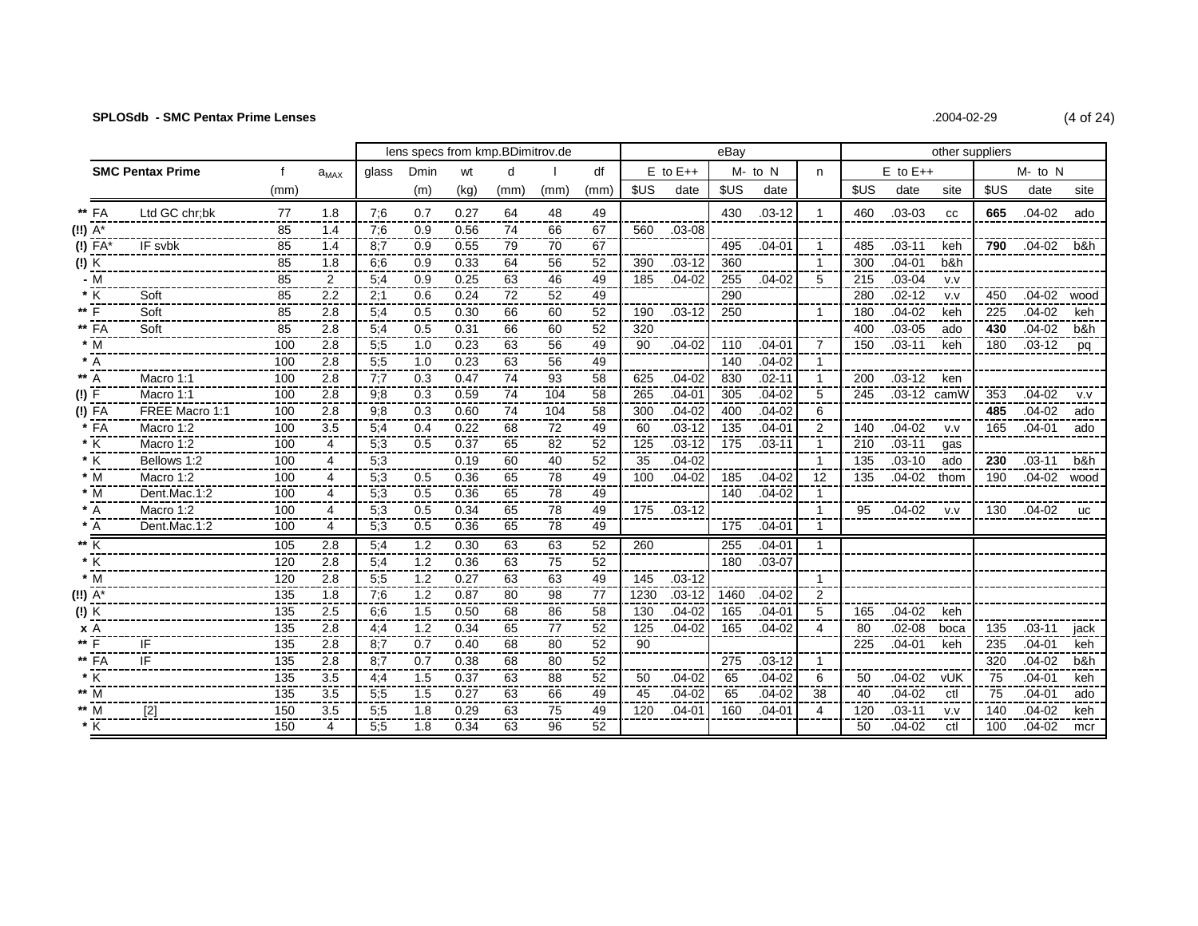**SPLOSdb - SMC Pentax Prime Lenses** .2004-02-29

| | SMC Pentax Prime | | f | $a_{MAX}$ | lens specs from kmp.BDimitrov.de | | | | | | eBay | | | | | other suppliers | | | | | |
|---|---|---|---|---|---|---|---|---|---|---|---|---|---|---|---|---|---|---|---|---|---|
| | | | | | glass | Dmin | wt | d | l | df | E to E++ | | M- to N | | n | E to E++ | | | M- to N | | |
| | | | (mm) | | | (m) | (kg) | (mm) | (mm) | (mm) | $US | date | $US | date | | $US | date | site | $US | date | site |
| ** | FA | Ltd GC chr;bk | 77 | 1.8 | 7;6 | 0.7 | 0.27 | 64 | 48 | 49 | | | 430 | .03-12 | 1 | 460 | .03-03 | cc | **665** | .04-02 | ado |
| (!!) | A* | | 85 | 1.4 | 7;6 | 0.9 | 0.56 | 74 | 66 | 67 | 560 | .03-08 | | | | | | | | | |
| (!) | FA* | IF svbk | 85 | 1.4 | 8;7 | 0.9 | 0.55 | 79 | 70 | 67 | | | 495 | .04-01 | 1 | 485 | .03-11 | keh | **790** | .04-02 | b&h |
| (!) | K | | 85 | 1.8 | 6;6 | 0.9 | 0.33 | 64 | 56 | 52 | 390 | .03-12 | 360 | | 1 | 300 | .04-01 | b&h | | | |
| - | M | | 85 | 2 | 5;4 | 0.9 | 0.25 | 63 | 46 | 49 | 185 | .04-02 | 255 | .04-02 | 5 | 215 | .03-04 | v.v | | | |
| * | K | Soft | 85 | 2.2 | 2;1 | 0.6 | 0.24 | 72 | 52 | 49 | | | 290 | | | 280 | .02-12 | v.v | 450 | .04-02 | wood |
| ** | F | Soft | 85 | 2.8 | 5;4 | 0.5 | 0.30 | 66 | 60 | 52 | 190 | .03-12 | 250 | | 1 | 180 | .04-02 | keh | 225 | .04-02 | keh |
| ** | FA | Soft | 85 | 2.8 | 5;4 | 0.5 | 0.31 | 66 | 60 | 52 | 320 | | | | | 400 | .03-05 | ado | **430** | .04-02 | b&h |
| * | M | | 100 | 2.8 | 5;5 | 1.0 | 0.23 | 63 | 56 | 49 | 90 | .04-02 | 110 | .04-01 | 7 | 150 | .03-11 | keh | 180 | .03-12 | pq |
| * | A | | 100 | 2.8 | 5;5 | 1.0 | 0.23 | 63 | 56 | 49 | | | 140 | .04-02 | 1 | | | | | | |
| ** | A | Macro 1:1 | 100 | 2.8 | 7;7 | 0.3 | 0.47 | 74 | 93 | 58 | 625 | .04-02 | 830 | .02-11 | 1 | 200 | .03-12 | ken | | | |
| (!) | F | Macro 1:1 | 100 | 2.8 | 9;8 | 0.3 | 0.59 | 74 | 104 | 58 | 265 | .04-01 | 305 | .04-02 | 5 | 245 | .03-12 | camW | 353 | .04-02 | v.v |
| (!) | FA | FREE Macro 1:1 | 100 | 2.8 | 9;8 | 0.3 | 0.60 | 74 | 104 | 58 | 300 | .04-02 | 400 | .04-02 | 6 | | | | **485** | .04-02 | ado |
| * | FA | Macro 1:2 | 100 | 3.5 | 5;4 | 0.4 | 0.22 | 68 | 72 | 49 | 60 | .03-12 | 135 | .04-01 | 2 | 140 | .04-02 | v.v | 165 | .04-01 | ado |
| * | K | Macro 1:2 | 100 | 4 | 5;3 | 0.5 | 0.37 | 65 | 82 | 52 | 125 | .03-12 | 175 | .03-11 | 1 | 210 | .03-11 | gas | | | |
| * | K | Bellows 1:2 | 100 | 4 | 5;3 | | 0.19 | 60 | 40 | 52 | 35 | .04-02 | | | 1 | 135 | .03-10 | ado | **230** | .03-11 | b&h |
| * | M | Macro 1:2 | 100 | 4 | 5;3 | 0.5 | 0.36 | 65 | 78 | 49 | 100 | .04-02 | 185 | .04-02 | 12 | 135 | .04-02 | thom | 190 | .04-02 | wood |
| * | M | Dent.Mac.1:2 | 100 | 4 | 5;3 | 0.5 | 0.36 | 65 | 78 | 49 | | | 140 | .04-02 | 1 | | | | | | |
| * | A | Macro 1:2 | 100 | 4 | 5;3 | 0.5 | 0.34 | 65 | 78 | 49 | 175 | .03-12 | | | 1 | 95 | .04-02 | v.v | 130 | .04-02 | uc |
| * | A | Dent.Mac.1:2 | 100 | 4 | 5;3 | 0.5 | 0.36 | 65 | 78 | 49 | | | 175 | .04-01 | 1 | | | | | | |
| ** | K | | 105 | 2.8 | 5;4 | 1.2 | 0.30 | 63 | 63 | 52 | 260 | | 255 | .04-01 | 1 | | | | | | |
| * | K | | 120 | 2.8 | 5;4 | 1.2 | 0.36 | 63 | 75 | 52 | | | 180 | .03-07 | | | | | | | |
| * | M | | 120 | 2.8 | 5;5 | 1.2 | 0.27 | 63 | 63 | 49 | 145 | .03-12 | | | 1 | | | | | | |
| (!!) | A* | | 135 | 1.8 | 7;6 | 1.2 | 0.87 | 80 | 98 | 77 | 1230 | .03-12 | 1460 | .04-02 | 2 | | | | | | |
| (!) | K | | 135 | 2.5 | 6;6 | 1.5 | 0.50 | 68 | 86 | 58 | 130 | .04-02 | 165 | .04-01 | 5 | 165 | .04-02 | keh | | | |
| x | A | | 135 | 2.8 | 4;4 | 1.2 | 0.34 | 65 | 77 | 52 | 125 | .04-02 | 165 | .04-02 | 4 | 80 | .02-08 | boca | 135 | .03-11 | jack |
| ** | F | IF | 135 | 2.8 | 8;7 | 0.7 | 0.40 | 68 | 80 | 52 | 90 | | | | | 225 | .04-01 | keh | 235 | .04-01 | keh |
| ** | FA | IF | 135 | 2.8 | 8;7 | 0.7 | 0.38 | 68 | 80 | 52 | | | 275 | .03-12 | 1 | | | | 320 | .04-02 | b&h |
| * | K | | 135 | 3.5 | 4;4 | 1.5 | 0.37 | 63 | 88 | 52 | 50 | .04-02 | 65 | .04-02 | 6 | 50 | .04-02 | vUK | 75 | .04-01 | keh |
| ** | M | | 135 | 3.5 | 5;5 | 1.5 | 0.27 | 63 | 66 | 49 | 45 | .04-02 | 65 | .04-02 | 38 | 40 | .04-02 | ctl | 75 | .04-01 | ado |
| ** | M | [2] | 150 | 3.5 | 5;5 | 1.8 | 0.29 | 63 | 75 | 49 | 120 | .04-01 | 160 | .04-01 | 4 | 120 | .03-11 | v.v | 140 | .04-02 | keh |
| * | K | | 150 | 4 | 5;5 | 1.8 | 0.34 | 63 | 96 | 52 | | | | | | 50 | .04-02 | ctl | 100 | .04-02 | mcr |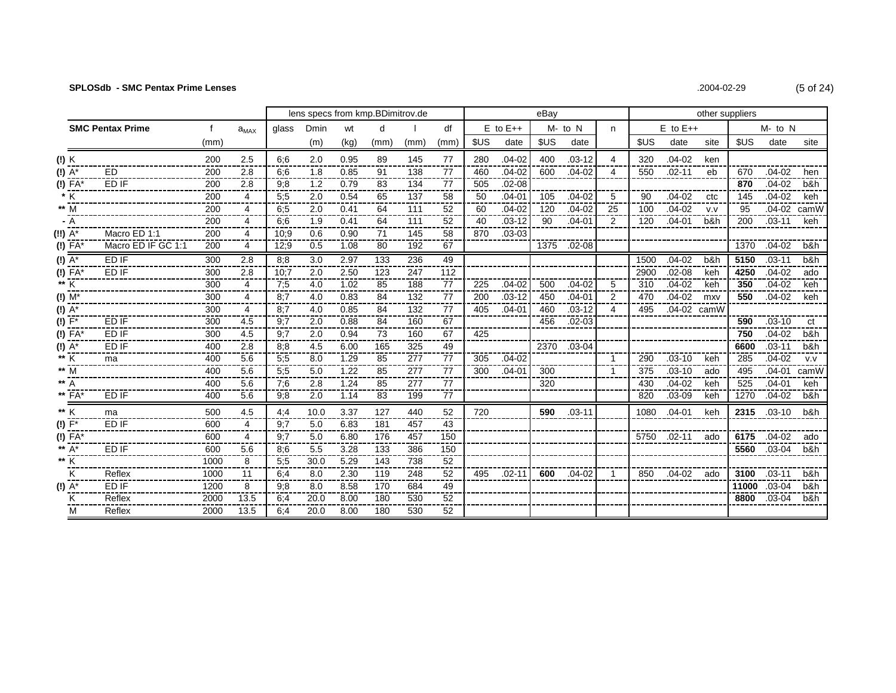**SPLOSdb - SMC Pentax Prime Lenses** .2004-02-29

| | SMC Pentax Prime | | f | $a_{MAX}$ | lens specs from kmp.BDimitrov.de | | | | | | eBay | | | | | other suppliers | | | | | |
|---|---|---|---|---|---|---|---|---|---|---|---|---|---|---|---|---|---|---|---|---|---|
| | | | | | glass | Dmin | wt | d | l | df | E to E++ | | M- to N | | n | E to E++ | | | M- to N | | |
| | | | (mm) | | | (m) | (kg) | (mm) | (mm) | (mm) | $US | date | $US | date | | $US | date | site | $US | date | site |
| (!) | K | | 200 | 2.5 | 6;6 | 2.0 | 0.95 | 89 | 145 | 77 | 280 | .04-02 | 400 | .03-12 | 4 | 320 | .04-02 | ken | | | |
| (!) | A* | ED | 200 | 2.8 | 6;6 | 1.8 | 0.85 | 91 | 138 | 77 | 460 | .04-02 | 600 | .04-02 | 4 | 550 | .02-11 | eb | 670 | .04-02 | hen |
| (!) | FA* | ED IF | 200 | 2.8 | 9;8 | 1.2 | 0.79 | 83 | 134 | 77 | 505 | .02-08 | | | | | | | **870** | .04-02 | b&h |
| * | K | | 200 | 4 | 5;5 | 2.0 | 0.54 | 65 | 137 | 58 | 50 | .04-01 | 105 | .04-02 | 5 | 90 | .04-02 | ctc | 145 | .04-02 | keh |
| ** | M | | 200 | 4 | 6;5 | 2.0 | 0.41 | 64 | 111 | 52 | 60 | .04-02 | 120 | .04-02 | 25 | 100 | .04-02 | v.v | 95 | .04-02 | camW |
| - | A | | 200 | 4 | 6;6 | 1.9 | 0.41 | 64 | 111 | 52 | 40 | .03-12 | 90 | .04-01 | 2 | 120 | .04-01 | b&h | 200 | .03-11 | keh |
| (!!) | A* | Macro ED 1:1 | 200 | 4 | 10;9 | 0.6 | 0.90 | 71 | 145 | 58 | 870 | .03-03 | | | | | | | | | |
| (!) | FA* | Macro ED IF GC 1:1 | 200 | 4 | 12;9 | 0.5 | 1.08 | 80 | 192 | 67 | | | 1375 | .02-08 | | | | | 1370 | .04-02 | b&h |
| (!) | A* | ED IF | 300 | 2.8 | 8;8 | 3.0 | 2.97 | 133 | 236 | 49 | | | | | | 1500 | .04-02 | b&h | **5150** | .03-11 | b&h |
| (!) | FA* | ED IF | 300 | 2.8 | 10;7 | 2.0 | 2.50 | 123 | 247 | 112 | | | | | | 2900 | .02-08 | keh | **4250** | .04-02 | ado |
| ** | K | | 300 | 4 | 7;5 | 4.0 | 1.02 | 85 | 188 | 77 | 225 | .04-02 | 500 | .04-02 | 5 | 310 | .04-02 | keh | **350** | .04-02 | keh |
| (!) | M* | | 300 | 4 | 8;7 | 4.0 | 0.83 | 84 | 132 | 77 | 200 | .03-12 | 450 | .04-01 | 2 | 470 | .04-02 | mxv | **550** | .04-02 | keh |
| (!) | A* | | 300 | 4 | 8;7 | 4.0 | 0.85 | 84 | 132 | 77 | 405 | .04-01 | 460 | .03-12 | 4 | 495 | .04-02 | camW | | | |
| (!) | F* | ED IF | 300 | 4.5 | 9;7 | 2.0 | 0.88 | 84 | 160 | 67 | | | 456 | .02-03 | | | | | **590** | .03-10 | ct |
| (!) | FA* | ED IF | 300 | 4.5 | 9;7 | 2.0 | 0.94 | 73 | 160 | 67 | 425 | | | | | | | | **750** | .04-02 | b&h |
| (!) | A* | ED IF | 400 | 2.8 | 8;8 | 4.5 | 6.00 | 165 | 325 | 49 | | | 2370 | .03-04 | | | | | **6600** | .03-11 | b&h |
| ** | K | ma | 400 | 5.6 | 5;5 | 8.0 | 1.29 | 85 | 277 | 77 | 305 | .04-02 | | | 1 | 290 | .03-10 | keh | 285 | .04-02 | v.v |
| ** | M | | 400 | 5.6 | 5;5 | 5.0 | 1.22 | 85 | 277 | 77 | 300 | .04-01 | 300 | | 1 | 375 | .03-10 | ado | 495 | .04-01 | camW |
| ** | A | | 400 | 5.6 | 7;6 | 2.8 | 1.24 | 85 | 277 | 77 | | | 320 | | | 430 | .04-02 | keh | 525 | .04-01 | keh |
| ** | FA* | ED IF | 400 | 5.6 | 9;8 | 2.0 | 1.14 | 83 | 199 | 77 | | | | | | 820 | .03-09 | keh | 1270 | .04-02 | b&h |
| ** | K | ma | 500 | 4.5 | 4;4 | 10.0 | 3.37 | 127 | 440 | 52 | 720 | | **590** | .03-11 | | 1080 | .04-01 | keh | **2315** | .03-10 | b&h |
| (!) | F* | ED IF | 600 | 4 | 9;7 | 5.0 | 6.83 | 181 | 457 | 43 | | | | | | | | | | | |
| (!) | FA* | | 600 | 4 | 9;7 | 5.0 | 6.80 | 176 | 457 | 150 | | | | | | 5750 | .02-11 | ado | **6175** | .04-02 | ado |
| ** | A* | ED IF | 600 | 5.6 | 8;6 | 5.5 | 3.28 | 133 | 386 | 150 | | | | | | | | | **5560** | .03-04 | b&h |
| ** | K | | 1000 | 8 | 5;5 | 30.0 | 5.29 | 143 | 738 | 52 | | | | | | | | | | | |
| | K | Reflex | 1000 | 11 | 6;4 | 8.0 | 2.30 | 119 | 248 | 52 | 495 | .02-11 | **600** | .04-02 | 1 | 850 | .04-02 | ado | **3100** | .03-11 | b&h |
| (!) | A* | ED IF | 1200 | 8 | 9;8 | 8.0 | 8.58 | 170 | 684 | 49 | | | | | | | | | **11000** | .03-04 | b&h |
| | K | Reflex | 2000 | 13.5 | 6;4 | 20.0 | 8.00 | 180 | 530 | 52 | | | | | | | | | **8800** | .03-04 | b&h |
| | M | Reflex | 2000 | 13.5 | 6;4 | 20.0 | 8.00 | 180 | 530 | 52 | | | | | | | | | | | |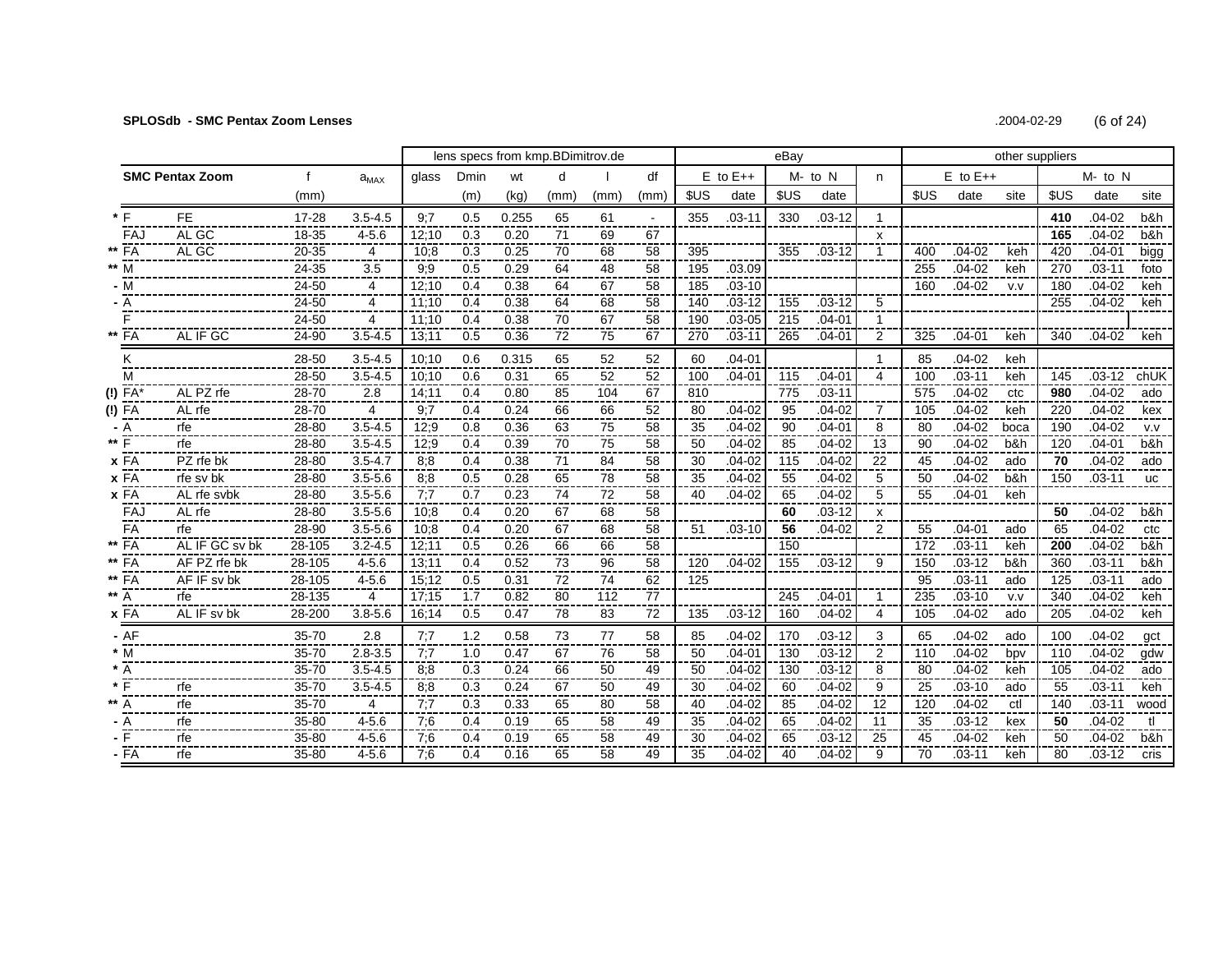**SPLOSdb - SMC Pentax Zoom Lenses** .2004-02-29

| | SMC Pentax Zoom | | f | $a_{MAX}$ | lens specs from kmp.BDimitrov.de | | | | | | eBay | | | | | other suppliers | | | | | |
|---|---|---|---|---|---|---|---|---|---|---|---|---|---|---|---|---|---|---|---|---|---|
| | | | | | glass | Dmin | wt | d | l | df | E to E++ | | M- to N | | n | E to E++ | | | M- to N | | |
| | | | (mm) | | | (m) | (kg) | (mm) | (mm) | (mm) | $US | date | $US | date | | $US | date | site | $US | date | site |
| * | F | FE | 17-28 | 3.5-4.5 | 9;7 | 0.5 | 0.255 | 65 | 61 | - | 355 | .03-11 | 330 | .03-12 | 1 | | | | **410** | .04-02 | b&h |
| | FAJ | AL GC | 18-35 | 4-5.6 | 12;10 | 0.3 | 0.20 | 71 | 69 | 67 | | | | | x | | | | **165** | .04-02 | b&h |
| ** | FA | AL GC | 20-35 | 4 | 10;8 | 0.3 | 0.25 | 70 | 68 | 58 | 395 | | 355 | .03-12 | 1 | 400 | .04-02 | keh | 420 | .04-01 | bigg |
| ** | M | | 24-35 | 3.5 | 9;9 | 0.5 | 0.29 | 64 | 48 | 58 | 195 | .03.09 | | | | 255 | .04-02 | keh | 270 | .03-11 | foto |
| - | M | | 24-50 | 4 | 12;10 | 0.4 | 0.38 | 64 | 67 | 58 | 185 | .03-10 | | | | 160 | .04-02 | v.v | 180 | .04-02 | keh |
| - | A | | 24-50 | 4 | 11;10 | 0.4 | 0.38 | 64 | 68 | 58 | 140 | .03-12 | 155 | .03-12 | 5 | | | | 255 | .04-02 | keh |
| | F | | 24-50 | 4 | 11;10 | 0.4 | 0.38 | 70 | 67 | 58 | 190 | .03-05 | 215 | .04-01 | 1 | | | | | | |
| ** | FA | AL IF GC | 24-90 | 3.5-4.5 | 13;11 | 0.5 | 0.36 | 72 | 75 | 67 | 270 | .03-11 | 265 | .04-01 | 2 | 325 | .04-01 | keh | 340 | .04-02 | keh |
| | K | | 28-50 | 3.5-4.5 | 10;10 | 0.6 | 0.315 | 65 | 52 | 52 | 60 | .04-01 | | | 1 | 85 | .04-02 | keh | | | |
| | M | | 28-50 | 3.5-4.5 | 10;10 | 0.6 | 0.31 | 65 | 52 | 52 | 100 | .04-01 | 115 | .04-01 | 4 | 100 | .03-11 | keh | 145 | .03-12 | chUK |
| (!) | FA* | AL PZ rfe | 28-70 | 2.8 | 14;11 | 0.4 | 0.80 | 85 | 104 | 67 | 810 | | 775 | .03-11 | | 575 | .04-02 | ctc | **980** | .04-02 | ado |
| (!) | FA | AL rfe | 28-70 | 4 | 9;7 | 0.4 | 0.24 | 66 | 66 | 52 | 80 | .04-02 | 95 | .04-02 | 7 | 105 | .04-02 | keh | 220 | .04-02 | kex |
| - | A | rfe | 28-80 | 3.5-4.5 | 12;9 | 0.8 | 0.36 | 63 | 75 | 58 | 35 | .04-02 | 90 | .04-01 | 8 | 80 | .04-02 | boca | 190 | .04-02 | v.v |
| ** | F | rfe | 28-80 | 3.5-4.5 | 12;9 | 0.4 | 0.39 | 70 | 75 | 58 | 50 | .04-02 | 85 | .04-02 | 13 | 90 | .04-02 | b&h | 120 | .04-01 | b&h |
| x | FA | PZ rfe bk | 28-80 | 3.5-4.7 | 8;8 | 0.4 | 0.38 | 71 | 84 | 58 | 30 | .04-02 | 115 | .04-02 | 22 | 45 | .04-02 | ado | **70** | .04-02 | ado |
| x | FA | rfe sv bk | 28-80 | 3.5-5.6 | 8;8 | 0.5 | 0.28 | 65 | 78 | 58 | 35 | .04-02 | 55 | .04-02 | 5 | 50 | .04-02 | b&h | 150 | .03-11 | uc |
| x | FA | AL rfe svbk | 28-80 | 3.5-5.6 | 7;7 | 0.7 | 0.23 | 74 | 72 | 58 | 40 | .04-02 | 65 | .04-02 | 5 | 55 | .04-01 | keh | | | |
| | FAJ | AL rfe | 28-80 | 3.5-5.6 | 10;8 | 0.4 | 0.20 | 67 | 68 | 58 | | | **60** | .03-12 | x | | | | **50** | .04-02 | b&h |
| | FA | rfe | 28-90 | 3.5-5.6 | 10;8 | 0.4 | 0.20 | 67 | 68 | 58 | 51 | .03-10 | **56** | .04-02 | 2 | 55 | .04-01 | ado | 65 | .04-02 | ctc |
| ** | FA | AL IF GC sv bk | 28-105 | 3.2-4.5 | 12;11 | 0.5 | 0.26 | 66 | 66 | 58 | | | 150 | | | 172 | .03-11 | keh | **200** | .04-02 | b&h |
| ** | FA | AF PZ rfe bk | 28-105 | 4-5.6 | 13;11 | 0.4 | 0.52 | 73 | 96 | 58 | 120 | .04-02 | 155 | .03-12 | 9 | 150 | .03-12 | b&h | 360 | .03-11 | b&h |
| ** | FA | AF IF sv bk | 28-105 | 4-5.6 | 15;12 | 0.5 | 0.31 | 72 | 74 | 62 | 125 | | | | | 95 | .03-11 | ado | 125 | .03-11 | ado |
| ** | A | rfe | 28-135 | 4 | 17;15 | 1.7 | 0.82 | 80 | 112 | 77 | | | 245 | .04-01 | 1 | 235 | .03-10 | v.v | 340 | .04-02 | keh |
| x | FA | AL IF sv bk | 28-200 | 3.8-5.6 | 16;14 | 0.5 | 0.47 | 78 | 83 | 72 | 135 | .03-12 | 160 | .04-02 | 4 | 105 | .04-02 | ado | 205 | .04-02 | keh |
| - | AF | | 35-70 | 2.8 | 7;7 | 1.2 | 0.58 | 73 | 77 | 58 | 85 | .04-02 | 170 | .03-12 | 3 | 65 | .04-02 | ado | 100 | .04-02 | gct |
| * | M | | 35-70 | 2.8-3.5 | 7;7 | 1.0 | 0.47 | 67 | 76 | 58 | 50 | .04-01 | 130 | .03-12 | 2 | 110 | .04-02 | bpv | 110 | .04-02 | gdw |
| * | A | | 35-70 | 3.5-4.5 | 8;8 | 0.3 | 0.24 | 66 | 50 | 49 | 50 | .04-02 | 130 | .03-12 | 8 | 80 | .04-02 | keh | 105 | .04-02 | ado |
| * | F | rfe | 35-70 | 3.5-4.5 | 8;8 | 0.3 | 0.24 | 67 | 50 | 49 | 30 | .04-02 | 60 | .04-02 | 9 | 25 | .03-10 | ado | 55 | .03-11 | keh |
| ** | A | rfe | 35-70 | 4 | 7;7 | 0.3 | 0.33 | 65 | 80 | 58 | 40 | .04-02 | 85 | .04-02 | 12 | 120 | .04-02 | ctl | 140 | .03-11 | wood |
| - | A | rfe | 35-80 | 4-5.6 | 7;6 | 0.4 | 0.19 | 65 | 58 | 49 | 35 | .04-02 | 65 | .04-02 | 11 | 35 | .03-12 | kex | **50** | .04-02 | tl |
| - | F | rfe | 35-80 | 4-5.6 | 7;6 | 0.4 | 0.19 | 65 | 58 | 49 | 30 | .04-02 | 65 | .03-12 | 25 | 45 | .04-02 | keh | 50 | .04-02 | b&h |
| - | FA | rfe | 35-80 | 4-5.6 | 7;6 | 0.4 | 0.16 | 65 | 58 | 49 | 35 | .04-02 | 40 | .04-02 | 9 | 70 | .03-11 | keh | 80 | .03-12 | cris |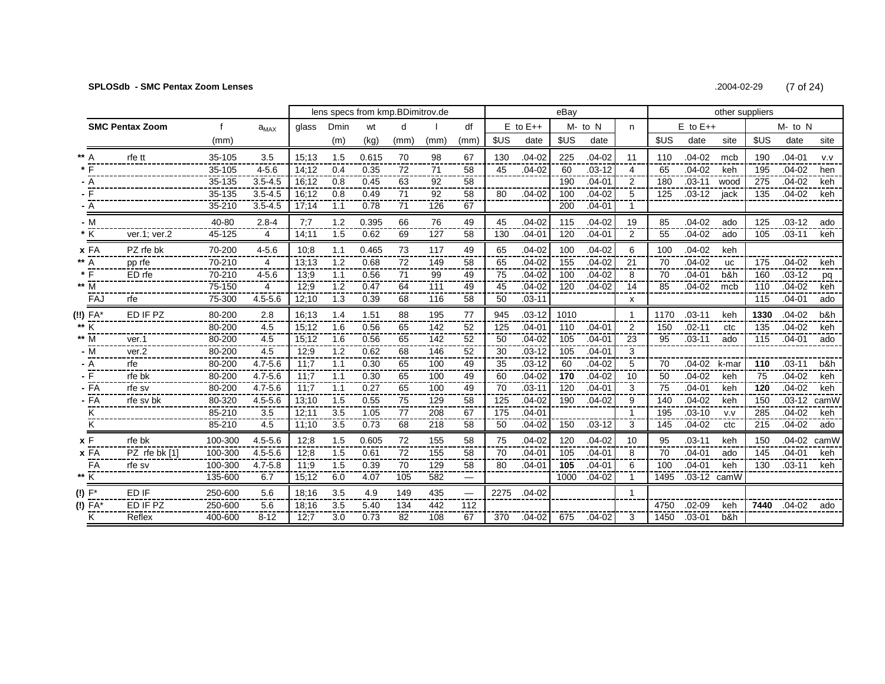**SPLOSdb - SMC Pentax Zoom Lenses** .2004-02-29

| | SMC Pentax Zoom | | f | $a_{MAX}$ | lens specs from kmp.BDimitrov.de | | | | | | eBay | | | | | other suppliers | | | | | |
|---|---|---|---|---|---|---|---|---|---|---|---|---|---|---|---|---|---|---|---|---|---|
| | | | | | glass | Dmin | wt | d | l | df | E to E++ | | M- to N | | n | E to E++ | | | M- to N | | |
| | | | (mm) | | | (m) | (kg) | (mm) | (mm) | (mm) | $US | date | $US | date | | $US | date | site | $US | date | site |
| ** | A | rfe tt | 35-105 | 3.5 | 15;13 | 1.5 | 0.615 | 70 | 98 | 67 | 130 | .04-02 | 225 | .04-02 | 11 | 110 | .04-02 | mcb | 190 | .04-01 | v.v |
| * | F | | 35-105 | 4-5.6 | 14;12 | 0.4 | 0.35 | 72 | 71 | 58 | 45 | .04-02 | 60 | .03-12 | 4 | 65 | .04-02 | keh | 195 | .04-02 | hen |
| - | A | | 35-135 | 3.5-4.5 | 16;12 | 0.8 | 0.45 | 63 | 92 | 58 | | | 190 | .04-01 | 2 | 180 | .03-11 | wood | 275 | .04-02 | keh |
| - | F | | 35-135 | 3.5-4.5 | 16;12 | 0.8 | 0.49 | 71 | 92 | 58 | 80 | .04-02 | 100 | .04-02 | 5 | 125 | .03-12 | jack | 135 | .04-02 | keh |
| - | A | | 35-210 | 3.5-4.5 | 17;14 | 1.1 | 0.78 | 71 | 126 | 67 | | | 200 | .04-01 | 1 | | | | | | |
| - | M | | 40-80 | 2.8-4 | 7;7 | 1.2 | 0.395 | 66 | 76 | 49 | 45 | .04-02 | 115 | .04-02 | 19 | 85 | .04-02 | ado | 125 | .03-12 | ado |
| * | K | ver.1; ver.2 | 45-125 | 4 | 14;11 | 1.5 | 0.62 | 69 | 127 | 58 | 130 | .04-01 | 120 | .04-01 | 2 | 55 | .04-02 | ado | 105 | .03-11 | keh |
| x | FA | PZ rfe bk | 70-200 | 4-5.6 | 10;8 | 1.1 | 0.465 | 73 | 117 | 49 | 65 | .04-02 | 100 | .04-02 | 6 | 100 | .04-02 | keh | | | |
| ** | A | pp rfe | 70-210 | 4 | 13;13 | 1.2 | 0.68 | 72 | 149 | 58 | 65 | .04-02 | 155 | .04-02 | 21 | 70 | .04-02 | uc | 175 | .04-02 | keh |
| * | F | ED rfe | 70-210 | 4-5.6 | 13;9 | 1.1 | 0.56 | 71 | 99 | 49 | 75 | .04-02 | 100 | .04-02 | 8 | 70 | .04-01 | b&h | 160 | .03-12 | pq |
| ** | M | | 75-150 | 4 | 12;9 | 1.2 | 0.47 | 64 | 111 | 49 | 45 | .04-02 | 120 | .04-02 | 14 | 85 | .04-02 | mcb | 110 | .04-02 | keh |
| | FAJ | rfe | 75-300 | 4.5-5.6 | 12;10 | 1.3 | 0.39 | 68 | 116 | 58 | 50 | .03-11 | | | x | | | | 115 | .04-01 | ado |
| (!!) | FA* | ED IF PZ | 80-200 | 2.8 | 16;13 | 1.4 | 1.51 | 88 | 195 | 77 | 945 | .03-12 | 1010 | | 1 | 1170 | .03-11 | keh | **1330** | .04-02 | b&h |
| ** | K | | 80-200 | 4.5 | 15;12 | 1.6 | 0.56 | 65 | 142 | 52 | 125 | .04-01 | 110 | .04-01 | 2 | 150 | .02-11 | ctc | 135 | .04-02 | keh |
| ** | M | ver.1 | 80-200 | 4.5 | 15;12 | 1.6 | 0.56 | 65 | 142 | 52 | 50 | .04-02 | 105 | .04-01 | 23 | 95 | .03-11 | ado | 115 | .04-01 | ado |
| - | M | ver.2 | 80-200 | 4.5 | 12;9 | 1.2 | 0.62 | 68 | 146 | 52 | 30 | .03-12 | 105 | .04-01 | 3 | | | | | | |
| - | A | rfe | 80-200 | 4.7-5.6 | 11;7 | 1.1 | 0.30 | 65 | 100 | 49 | 35 | .03-12 | 60 | .04-02 | 5 | 70 | .04-02 | k-mar | **110** | .03-11 | b&h |
| - | F | rfe bk | 80-200 | 4.7-5.6 | 11;7 | 1.1 | 0.30 | 65 | 100 | 49 | 60 | .04-02 | **170** | .04-02 | 10 | 50 | .04-02 | keh | 75 | .04-02 | keh |
| - | FA | rfe sv | 80-200 | 4.7-5.6 | 11;7 | 1.1 | 0.27 | 65 | 100 | 49 | 70 | .03-11 | 120 | .04-01 | 3 | 75 | .04-01 | keh | **120** | .04-02 | keh |
| - | FA | rfe sv bk | 80-320 | 4.5-5.6 | 13;10 | 1.5 | 0.55 | 75 | 129 | 58 | 125 | .04-02 | 190 | .04-02 | 9 | 140 | .04-02 | keh | 150 | .03-12 | camW |
| | K | | 85-210 | 3.5 | 12;11 | 3.5 | 1.05 | 77 | 208 | 67 | 175 | .04-01 | | | 1 | 195 | .03-10 | v.v | 285 | .04-02 | keh |
| | K | | 85-210 | 4.5 | 11;10 | 3.5 | 0.73 | 68 | 218 | 58 | 50 | .04-02 | 150 | .03-12 | 3 | 145 | .04-02 | ctc | 215 | .04-02 | ado |
| x | F | rfe bk | 100-300 | 4.5-5.6 | 12;8 | 1.5 | 0.605 | 72 | 155 | 58 | 75 | .04-02 | 120 | .04-02 | 10 | 95 | .03-11 | keh | 150 | .04-02 | camW |
| x | FA | PZ rfe bk [1] | 100-300 | 4.5-5.6 | 12;8 | 1.5 | 0.61 | 72 | 155 | 58 | 70 | .04-01 | 105 | .04-01 | 8 | 70 | .04-01 | ado | 145 | .04-01 | keh |
| | FA | rfe sv | 100-300 | 4.7-5.8 | 11;9 | 1.5 | 0.39 | 70 | 129 | 58 | 80 | .04-01 | **105** | .04-01 | 6 | 100 | .04-01 | keh | 130 | .03-11 | keh |
| ** | K | | 135-600 | 6.7 | 15;12 | 6.0 | 4.07 | 105 | 582 | — | | | 1000 | .04-02 | 1 | 1495 | .03-12 | camW | | | |
| (!) | F* | ED IF | 250-600 | 5.6 | 18;16 | 3.5 | 4.9 | 149 | 435 | — | 2275 | .04-02 | | | 1 | | | | | | |
| (!) | FA* | ED IF PZ | 250-600 | 5.6 | 18;16 | 3.5 | 5.40 | 134 | 442 | 112 | | | | | | 4750 | .02-09 | keh | **7440** | .04-02 | ado |
| | K | Reflex | 400-600 | 8-12 | 12;7 | 3.0 | 0.73 | 82 | 108 | 67 | 370 | .04-02 | 675 | .04-02 | 3 | 1450 | .03-01 | b&h | | | |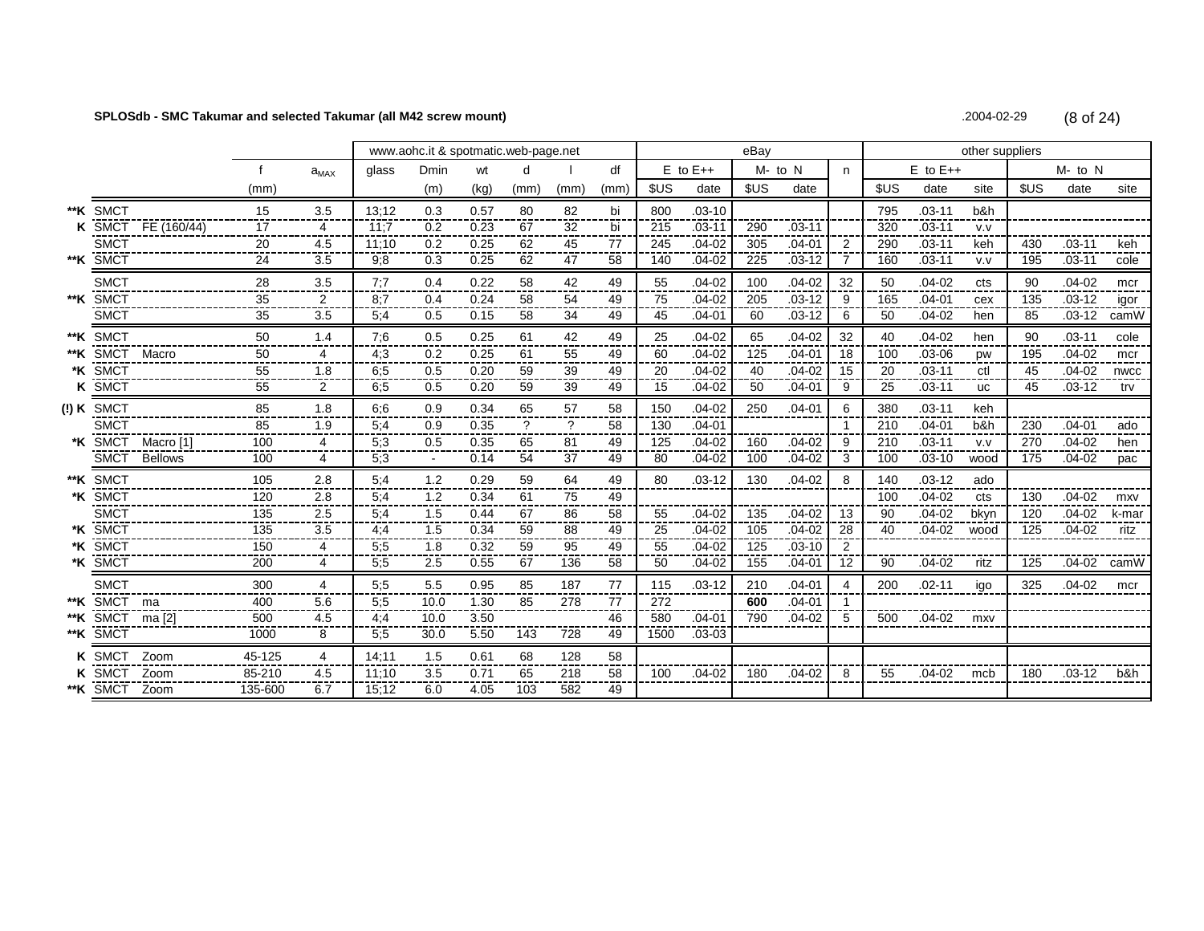**SPLOSdb - SMC Takumar and selected Takumar (all M42 screw mount)**

.2004-02-29

| | | | f | $a_{MAX}$ | www.aohc.it & spotmatic.web-page.net | | | | | | eBay | | | | | other suppliers | | | | | |
|---|---|---|---|---|---|---|---|---|---|---|---|---|---|---|---|---|---|---|---|---|---|
| | | | | | glass | Dmin | wt | d | l | df | E to E++ | | M- to N | | n | E to E++ | | | M- to N | | |
| | | | (mm) | | | (m) | (kg) | (mm) | (mm) | (mm) | $US | date | $US | date | | $US | date | site | $US | date | site |
| **K | SMCT | | 15 | 3.5 | 13;12 | 0.3 | 0.57 | 80 | 82 | bi | 800 | .03-10 | | | | 795 | .03-11 | b&h | | | |
| K | SMCT | FE (160/44) | 17 | 4 | 11;7 | 0.2 | 0.23 | 67 | 32 | bi | 215 | .03-11 | 290 | .03-11 | | 320 | .03-11 | v.v | | | |
| | SMCT | | 20 | 4.5 | 11;10 | 0.2 | 0.25 | 62 | 45 | 77 | 245 | .04-02 | 305 | .04-01 | 2 | 290 | .03-11 | keh | 430 | .03-11 | keh |
| **K | SMCT | | 24 | 3.5 | 9;8 | 0.3 | 0.25 | 62 | 47 | 58 | 140 | .04-02 | 225 | .03-12 | 7 | 160 | .03-11 | v.v | 195 | .03-11 | cole |
| | SMCT | | 28 | 3.5 | 7;7 | 0.4 | 0.22 | 58 | 42 | 49 | 55 | .04-02 | 100 | .04-02 | 32 | 50 | .04-02 | cts | 90 | .04-02 | mcr |
| **K | SMCT | | 35 | 2 | 8;7 | 0.4 | 0.24 | 58 | 54 | 49 | 75 | .04-02 | 205 | .03-12 | 9 | 165 | .04-01 | cex | 135 | .03-12 | igor |
| | SMCT | | 35 | 3.5 | 5;4 | 0.5 | 0.15 | 58 | 34 | 49 | 45 | .04-01 | 60 | .03-12 | 6 | 50 | .04-02 | hen | 85 | .03-12 | camW |
| **K | SMCT | | 50 | 1.4 | 7;6 | 0.5 | 0.25 | 61 | 42 | 49 | 25 | .04-02 | 65 | .04-02 | 32 | 40 | .04-02 | hen | 90 | .03-11 | cole |
| **K | SMCT | Macro | 50 | 4 | 4;3 | 0.2 | 0.25 | 61 | 55 | 49 | 60 | .04-02 | 125 | .04-01 | 18 | 100 | .03-06 | pw | 195 | .04-02 | mcr |
| *K | SMCT | | 55 | 1.8 | 6;5 | 0.5 | 0.20 | 59 | 39 | 49 | 20 | .04-02 | 40 | .04-02 | 15 | 20 | .03-11 | ctl | 45 | .04-02 | nwcc |
| K | SMCT | | 55 | 2 | 6;5 | 0.5 | 0.20 | 59 | 39 | 49 | 15 | .04-02 | 50 | .04-01 | 9 | 25 | .03-11 | uc | 45 | .03-12 | trv |
| (!) K | SMCT | | 85 | 1.8 | 6;6 | 0.9 | 0.34 | 65 | 57 | 58 | 150 | .04-02 | 250 | .04-01 | 6 | 380 | .03-11 | keh | | | |
| | SMCT | | 85 | 1.9 | 5;4 | 0.9 | 0.35 | ? | ? | 58 | 130 | .04-01 | | | 1 | 210 | .04-01 | b&h | 230 | .04-01 | ado |
| *K | SMCT | Macro [1] | 100 | 4 | 5;3 | 0.5 | 0.35 | 65 | 81 | 49 | 125 | .04-02 | 160 | .04-02 | 9 | 210 | .03-11 | v.v | 270 | .04-02 | hen |
| | SMCT | Bellows | 100 | 4 | 5;3 | - | 0.14 | 54 | 37 | 49 | 80 | .04-02 | 100 | .04-02 | 3 | 100 | .03-10 | wood | 175 | .04-02 | pac |
| **K | SMCT | | 105 | 2.8 | 5;4 | 1.2 | 0.29 | 59 | 64 | 49 | 80 | .03-12 | 130 | .04-02 | 8 | 140 | .03-12 | ado | | | |
| *K | SMCT | | 120 | 2.8 | 5;4 | 1.2 | 0.34 | 61 | 75 | 49 | | | | | | 100 | .04-02 | cts | 130 | .04-02 | mxv |
| | SMCT | | 135 | 2.5 | 5;4 | 1.5 | 0.44 | 67 | 86 | 58 | 55 | .04-02 | 135 | .04-02 | 13 | 90 | .04-02 | bkyn | 120 | .04-02 | k-mar |
| *K | SMCT | | 135 | 3.5 | 4;4 | 1.5 | 0.34 | 59 | 88 | 49 | 25 | .04-02 | 105 | .04-02 | 28 | 40 | .04-02 | wood | 125 | .04-02 | ritz |
| *K | SMCT | | 150 | 4 | 5;5 | 1.8 | 0.32 | 59 | 95 | 49 | 55 | .04-02 | 125 | .03-10 | 2 | | | | | | |
| *K | SMCT | | 200 | 4 | 5;5 | 2.5 | 0.55 | 67 | 136 | 58 | 50 | .04-02 | 155 | .04-01 | 12 | 90 | .04-02 | ritz | 125 | .04-02 | camW |
| | SMCT | | 300 | 4 | 5;5 | 5.5 | 0.95 | 85 | 187 | 77 | 115 | .03-12 | 210 | .04-01 | 4 | 200 | .02-11 | igo | 325 | .04-02 | mcr |
| **K | SMCT | ma | 400 | 5.6 | 5;5 | 10.0 | 1.30 | 85 | 278 | 77 | 272 | | **600** | .04-01 | 1 | | | | | | |
| **K | SMCT | ma [2] | 500 | 4.5 | 4;4 | 10.0 | 3.50 | | | 46 | 580 | .04-01 | 790 | .04-02 | 5 | 500 | .04-02 | mxv | | | |
| **K | SMCT | | 1000 | 8 | 5;5 | 30.0 | 5.50 | 143 | 728 | 49 | 1500 | .03-03 | | | | | | | | | |
| K | SMCT | Zoom | 45-125 | 4 | 14;11 | 1.5 | 0.61 | 68 | 128 | 58 | | | | | | | | | | | |
| K | SMCT | Zoom | 85-210 | 4.5 | 11;10 | 3.5 | 0.71 | 65 | 218 | 58 | 100 | .04-02 | 180 | .04-02 | 8 | 55 | .04-02 | mcb | 180 | .03-12 | b&h |
| **K | SMCT | Zoom | 135-600 | 6.7 | 15;12 | 6.0 | 4.05 | 103 | 582 | 49 | | | | | | | | | | | |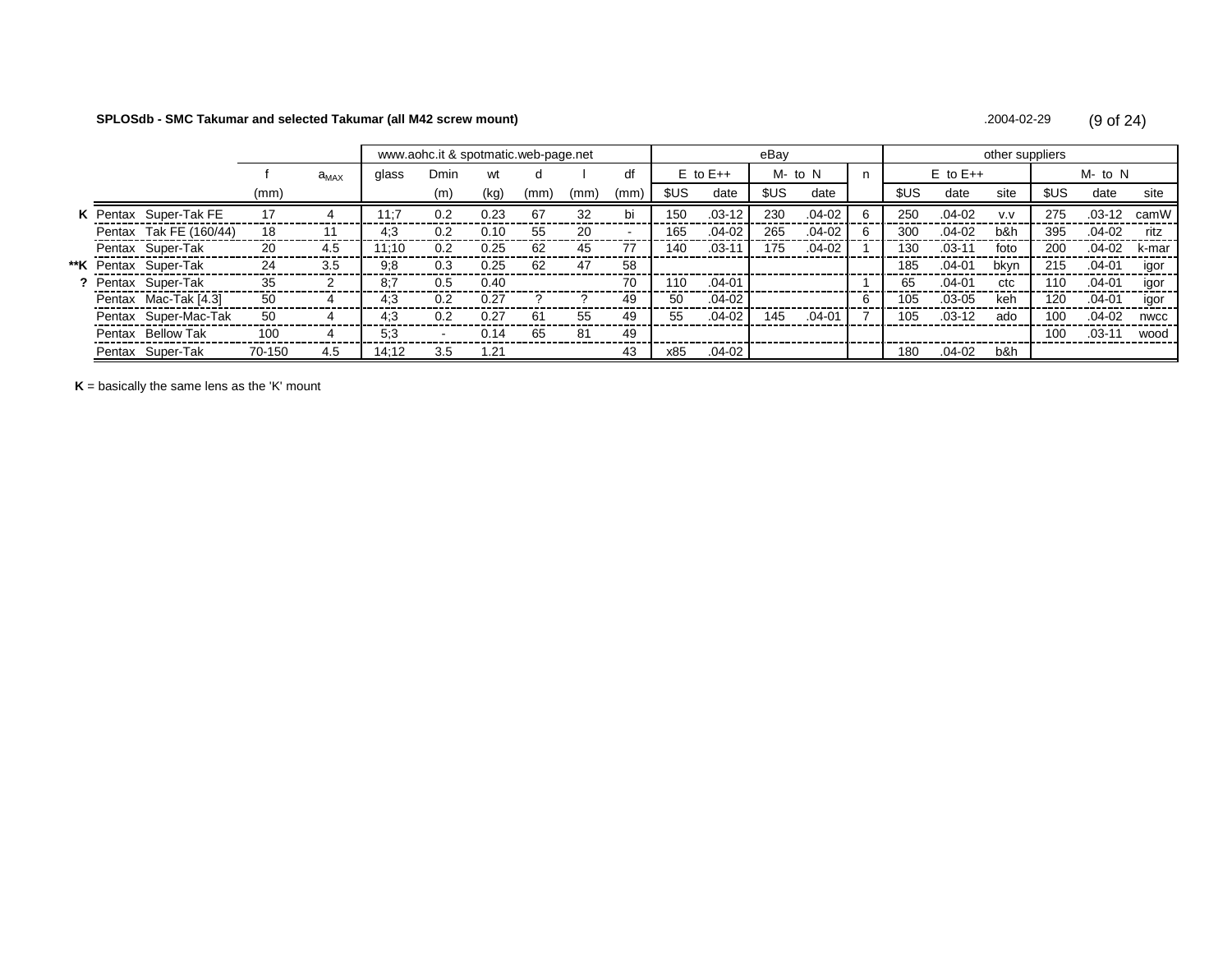**SPLOSdb - SMC Takumar and selected Takumar (all M42 screw mount)**

.2004-02-29

| | | | f | $a_{MAX}$ | www.aohc.it & spotmatic.web-page.net | | | | | | eBay | | | | | other suppliers | | | | | |
|---|---|---|---|---|---|---|---|---|---|---|---|---|---|---|---|---|---|---|---|---|---|
| | | | | | glass | Dmin | wt | d | l | df | E to E++ | | M- to N | | n | E to E++ | | | M- to N | | |
| | | | (mm) | | | (m) | (kg) | (mm) | (mm) | (mm) | $US | date | $US | date | | $US | date | site | $US | date | site |
| **K** | Pentax | Super-Tak FE | 17 | 4 | 11;7 | 0.2 | 0.23 | 67 | 32 | bi | 150 | .03-12 | 230 | .04-02 | 6 | 250 | .04-02 | v.v | 275 | .03-12 | camW |
| | Pentax | Tak FE (160/44) | 18 | 11 | 4;3 | 0.2 | 0.10 | 55 | 20 | - | 165 | .04-02 | 265 | .04-02 | 6 | 300 | .04-02 | b&h | 395 | .04-02 | ritz |
| | Pentax | Super-Tak | 20 | 4.5 | 11;10 | 0.2 | 0.25 | 62 | 45 | 77 | 140 | .03-11 | 175 | .04-02 | 1 | 130 | .03-11 | foto | 200 | .04-02 | k-mar |
| **\*\*K** | Pentax | Super-Tak | 24 | 3.5 | 9;8 | 0.3 | 0.25 | 62 | 47 | 58 | | | | | | 185 | .04-01 | bkyn | 215 | .04-01 | igor |
| **?** | Pentax | Super-Tak | 35 | 2 | 8;7 | 0.5 | 0.40 | | | 70 | 110 | .04-01 | | | 1 | 65 | .04-01 | ctc | 110 | .04-01 | igor |
| | Pentax | Mac-Tak [4.3] | 50 | 4 | 4;3 | 0.2 | 0.27 | ? | ? | 49 | 50 | .04-02 | | | 6 | 105 | .03-05 | keh | 120 | .04-01 | igor |
| | Pentax | Super-Mac-Tak | 50 | 4 | 4;3 | 0.2 | 0.27 | 61 | 55 | 49 | 55 | .04-02 | 145 | .04-01 | 7 | 105 | .03-12 | ado | 100 | .04-02 | nwcc |
| | Pentax | Bellow Tak | 100 | 4 | 5;3 | - | 0.14 | 65 | 81 | 49 | | | | | | | | | 100 | .03-11 | wood |
| | Pentax | Super-Tak | 70-150 | 4.5 | 14;12 | 3.5 | 1.21 | | | 43 | x85 | .04-02 | | | | 180 | .04-02 | b&h | | | |

**K** = basically the same lens as the 'K' mount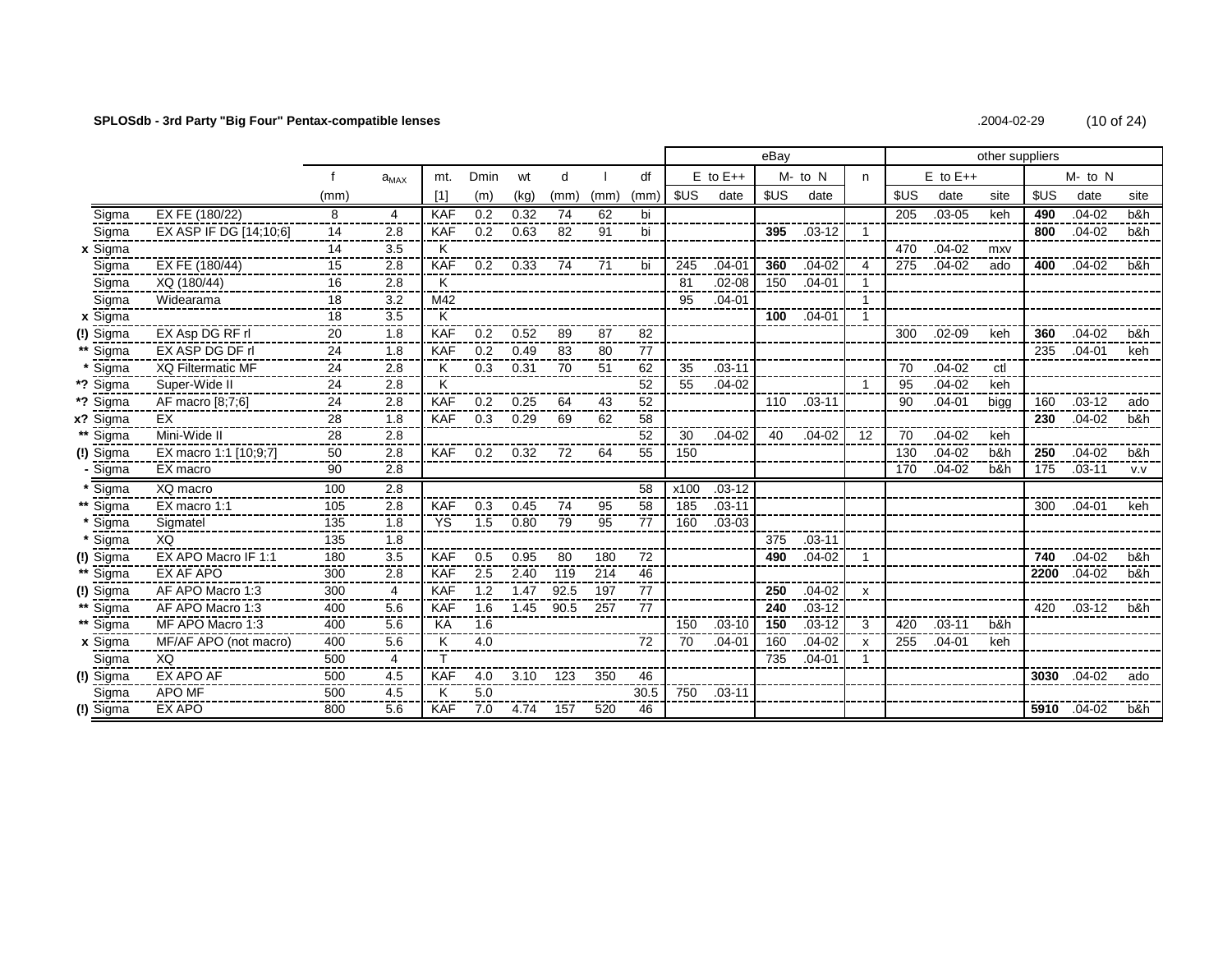**SPLOSdb - 3rd Party "Big Four" Pentax-compatible lenses** .2004-02-29

| | | | f | $a_{MAX}$ | mt. | Dmin | wt | d | l | df | eBay | | | | | other suppliers | | | | | |
|---|---|---|---|---|---|---|---|---|---|---|---|---|---|---|---|---|---|---|---|---|---|
| | | | | | | | | | | | E to E++ | | M- to N | | n | E to E++ | | | M- to N | | |
| | | | (mm) | | [1] | (m) | (kg) | (mm) | (mm) | (mm) | $US | date | $US | date | | $US | date | site | $US | date | site |
| | Sigma | EX FE (180/22) | 8 | 4 | KAF | 0.2 | 0.32 | 74 | 62 | bi | | | | | | 205 | .03-05 | keh | **490** | .04-02 | b&h |
| | Sigma | EX ASP IF DG [14;10;6] | 14 | 2.8 | KAF | 0.2 | 0.63 | 82 | 91 | bi | | | **395** | .03-12 | 1 | | | | **800** | .04-02 | b&h |
| **x** | Sigma | | 14 | 3.5 | K | | | | | | | | | | | 470 | .04-02 | mxv | | | |
| | Sigma | EX FE (180/44) | 15 | 2.8 | KAF | 0.2 | 0.33 | 74 | 71 | bi | 245 | .04-01 | **360** | .04-02 | 4 | 275 | .04-02 | ado | **400** | .04-02 | b&h |
| | Sigma | XQ (180/44) | 16 | 2.8 | K | | | | | | 81 | .02-08 | 150 | .04-01 | 1 | | | | | | |
| | Sigma | Widearama | 18 | 3.2 | M42 | | | | | | 95 | .04-01 | | | 1 | | | | | | |
| **x** | Sigma | | 18 | 3.5 | K | | | | | | | | **100** | .04-01 | 1 | | | | | | |
| **(!)** | Sigma | EX Asp DG RF rl | 20 | 1.8 | KAF | 0.2 | 0.52 | 89 | 87 | 82 | | | | | | 300 | .02-09 | keh | **360** | .04-02 | b&h |
| ** | Sigma | EX ASP DG DF rl | 24 | 1.8 | KAF | 0.2 | 0.49 | 83 | 80 | 77 | | | | | | | | | 235 | .04-01 | keh |
| * | Sigma | XQ Filtermatic MF | 24 | 2.8 | K | 0.3 | 0.31 | 70 | 51 | 62 | 35 | .03-11 | | | | 70 | .04-02 | ctl | | | |
| *? | Sigma | Super-Wide II | 24 | 2.8 | K | | | | | 52 | 55 | .04-02 | | | 1 | 95 | .04-02 | keh | | | |
| *? | Sigma | AF macro [8;7;6] | 24 | 2.8 | KAF | 0.2 | 0.25 | 64 | 43 | 52 | | | 110 | .03-11 | | 90 | .04-01 | bigg | 160 | .03-12 | ado |
| x? | Sigma | EX | 28 | 1.8 | KAF | 0.3 | 0.29 | 69 | 62 | 58 | | | | | | | | | **230** | .04-02 | b&h |
| ** | Sigma | Mini-Wide II | 28 | 2.8 | | | | | | 52 | 30 | .04-02 | 40 | .04-02 | 12 | 70 | .04-02 | keh | | | |
| **(!)** | Sigma | EX macro 1:1 [10;9;7] | 50 | 2.8 | KAF | 0.2 | 0.32 | 72 | 64 | 55 | 150 | | | | | 130 | .04-02 | b&h | **250** | .04-02 | b&h |
| - | Sigma | EX macro | 90 | 2.8 | | | | | | | | | | | | 170 | .04-02 | b&h | 175 | .03-11 | v.v |
| * | Sigma | XQ macro | 100 | 2.8 | | | | | | 58 | x100 | .03-12 | | | | | | | | | |
| ** | Sigma | EX macro 1:1 | 105 | 2.8 | KAF | 0.3 | 0.45 | 74 | 95 | 58 | 185 | .03-11 | | | | | | | 300 | .04-01 | keh |
| * | Sigma | Sigmatel | 135 | 1.8 | YS | 1.5 | 0.80 | 79 | 95 | 77 | 160 | .03-03 | | | | | | | | | |
| * | Sigma | XQ | 135 | 1.8 | | | | | | | | | 375 | .03-11 | | | | | | | |
| **(!)** | Sigma | EX APO Macro IF 1:1 | 180 | 3.5 | KAF | 0.5 | 0.95 | 80 | 180 | 72 | | | **490** | .04-02 | 1 | | | | **740** | .04-02 | b&h |
| ** | Sigma | EX AF APO | 300 | 2.8 | KAF | 2.5 | 2.40 | 119 | 214 | 46 | | | | | | | | | **2200** | .04-02 | b&h |
| **(!)** | Sigma | AF APO Macro 1:3 | 300 | 4 | KAF | 1.2 | 1.47 | 92.5 | 197 | 77 | | | **250** | .04-02 | x | | | | | | |
| ** | Sigma | AF APO Macro 1:3 | 400 | 5.6 | KAF | 1.6 | 1.45 | 90.5 | 257 | 77 | | | **240** | .03-12 | | | | | 420 | .03-12 | b&h |
| ** | Sigma | MF APO Macro 1:3 | 400 | 5.6 | KA | 1.6 | | | | | 150 | .03-10 | **150** | .03-12 | 3 | 420 | .03-11 | b&h | | | |
| **x** | Sigma | MF/AF APO (not macro) | 400 | 5.6 | K | 4.0 | | | | 72 | 70 | .04-01 | 160 | .04-02 | x | 255 | .04-01 | keh | | | |
| | Sigma | XQ | 500 | 4 | T | | | | | | | | 735 | .04-01 | 1 | | | | | | |
| **(!)** | Sigma | EX APO AF | 500 | 4.5 | KAF | 4.0 | 3.10 | 123 | 350 | 46 | | | | | | | | | **3030** | .04-02 | ado |
| | Sigma | APO MF | 500 | 4.5 | K | 5.0 | | | | 30.5 | 750 | .03-11 | | | | | | | | | |
| **(!)** | Sigma | EX APO | 800 | 5.6 | KAF | 7.0 | 4.74 | 157 | 520 | 46 | | | | | | | | | **5910** | .04-02 | b&h |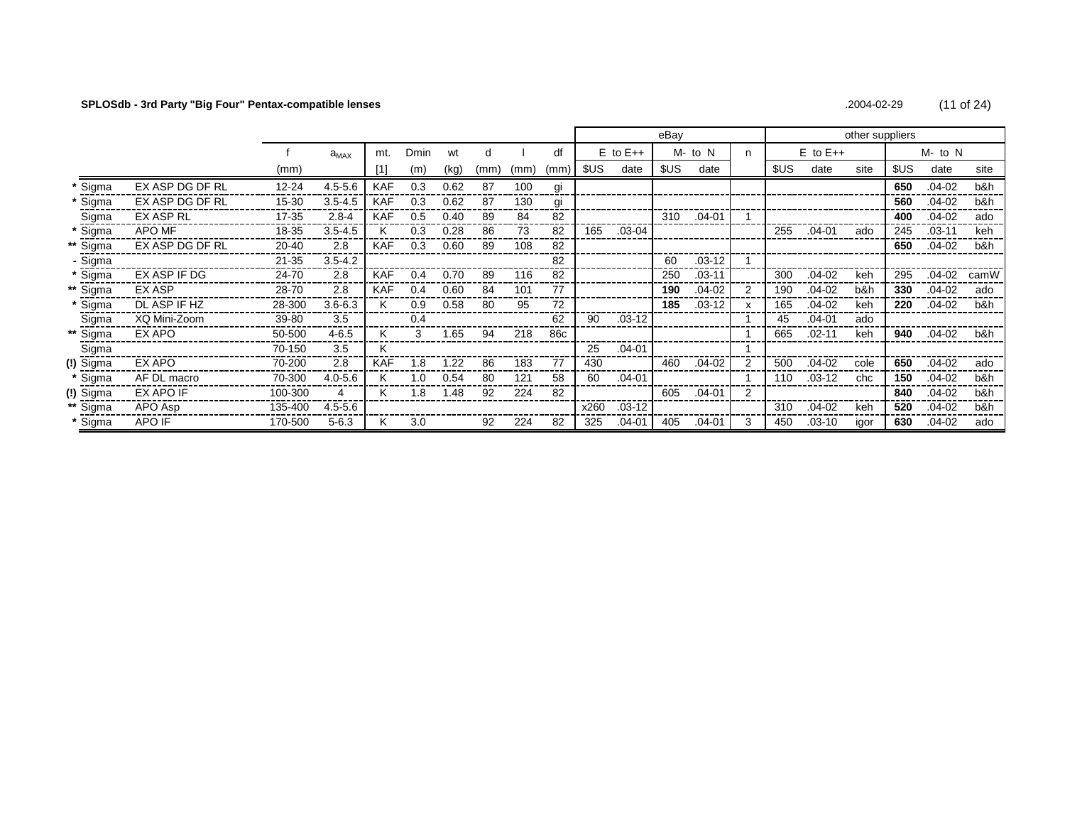**SPLOSdb - 3rd Party "Big Four" Pentax-compatible lenses** .2004-02-29

| | | | f | $a_{MAX}$ | mt. | Dmin | wt | d | l | df | eBay | | | | | other suppliers | | | | | |
|---|---|---|---|---|---|---|---|---|---|---|---|---|---|---|---|---|---|---|---|---|---|
| | | | | | | | | | | | E to E++ | | M- to N | | n | E to E++ | | | M- to N | | |
| | | | (mm) | | [1] | (m) | (kg) | (mm) | (mm) | (mm) | $US | date | $US | date | | $US | date | site | $US | date | site |
| * | Sigma | EX ASP DG DF RL | 12-24 | 4.5-5.6 | KAF | 0.3 | 0.62 | 87 | 100 | gi | | | | | | | | | **650** | .04-02 | b&h |
| * | Sigma | EX ASP DG DF RL | 15-30 | 3.5-4.5 | KAF | 0.3 | 0.62 | 87 | 130 | gi | | | | | | | | | **560** | .04-02 | b&h |
| | Sigma | EX ASP RL | 17-35 | 2.8-4 | KAF | 0.5 | 0.40 | 89 | 84 | 82 | | | 310 | .04-01 | 1 | | | | **400** | .04-02 | ado |
| * | Sigma | APO MF | 18-35 | 3.5-4.5 | K | 0.3 | 0.28 | 86 | 73 | 82 | 165 | .03-04 | | | | 255 | .04-01 | ado | 245 | .03-11 | keh |
| ** | Sigma | EX ASP DG DF RL | 20-40 | 2.8 | KAF | 0.3 | 0.60 | 89 | 108 | 82 | | | | | | | | | **650** | .04-02 | b&h |
| - | Sigma | | 21-35 | 3.5-4.2 | | | | | | 82 | | | 60 | .03-12 | 1 | | | | | | |
| * | Sigma | EX ASP IF DG | 24-70 | 2.8 | KAF | 0.4 | 0.70 | 89 | 116 | 82 | | | 250 | .03-11 | | 300 | .04-02 | keh | 295 | .04-02 | camW |
| ** | Sigma | EX ASP | 28-70 | 2.8 | KAF | 0.4 | 0.60 | 84 | 101 | 77 | | | **190** | .04-02 | 2 | 190 | .04-02 | b&h | **330** | .04-02 | ado |
| * | Sigma | DL ASP IF HZ | 28-300 | 3.6-6.3 | K | 0.9 | 0.58 | 80 | 95 | 72 | | | **185** | .03-12 | x | 165 | .04-02 | keh | **220** | .04-02 | b&h |
| | Sigma | XQ Mini-Zoom | 39-80 | 3.5 | | 0.4 | | | | 62 | 90 | .03-12 | | | 1 | 45 | .04-01 | ado | | | |
| ** | Sigma | EX APO | 50-500 | 4-6.5 | K | 3 | 1.65 | 94 | 218 | 86c | | | | | 1 | 665 | .02-11 | keh | **940** | .04-02 | b&h |
| | Sigma | | 70-150 | 3.5 | K | | | | | | 25 | .04-01 | | | 1 | | | | | | |
| (!) | Sigma | EX APO | 70-200 | 2.8 | KAF | 1.8 | 1.22 | 86 | 183 | 77 | 430 | | 460 | .04-02 | 2 | 500 | .04-02 | cole | **650** | .04-02 | ado |
| * | Sigma | AF DL macro | 70-300 | 4.0-5.6 | K | 1.0 | 0.54 | 80 | 121 | 58 | 60 | .04-01 | | | 1 | 110 | .03-12 | chc | **150** | .04-02 | b&h |
| (!) | Sigma | EX APO IF | 100-300 | 4 | K | 1.8 | 1.48 | 92 | 224 | 82 | | | 605 | .04-01 | 2 | | | | **840** | .04-02 | b&h |
| ** | Sigma | APO Asp | 135-400 | 4.5-5.6 | | | | | | | x260 | .03-12 | | | | 310 | .04-02 | keh | **520** | .04-02 | b&h |
| * | Sigma | APO IF | 170-500 | 5-6.3 | K | 3.0 | | 92 | 224 | 82 | 325 | .04-01 | 405 | .04-01 | 3 | 450 | .03-10 | igor | **630** | .04-02 | ado |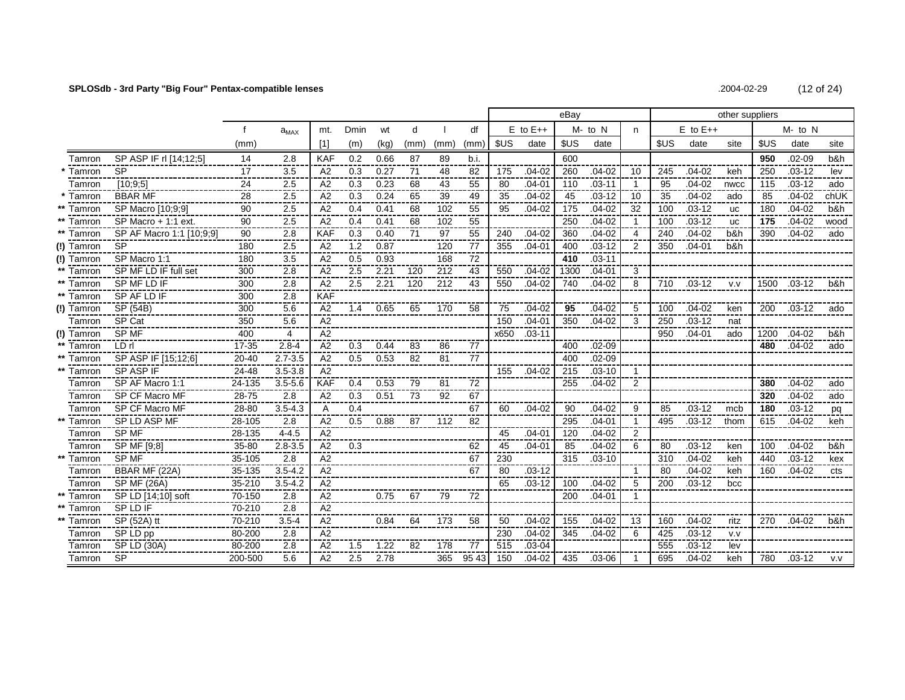**SPLOSdb - 3rd Party "Big Four" Pentax-compatible lenses** .2004-02-29

| | | | f | $a_{MAX}$ | mt. | Dmin | wt | d | l | df | eBay | | | | | other suppliers | | | | | |
|---|---|---|---|---|---|---|---|---|---|---|---|---|---|---|---|---|---|---|---|---|---|
| | | | | | | | | | | | E to E++ | | M- to N | | n | E to E++ | | | M- to N | | |
| | | | (mm) | | [1] | (m) | (kg) | (mm) | (mm) | (mm) | $US | date | $US | date | | $US | date | site | $US | date | site |
| | Tamron | SP ASP IF rl [14;12;5] | 14 | 2.8 | KAF | 0.2 | 0.66 | 87 | 89 | b.i. | | | 600 | | | | | | **950** | .02-09 | b&h |
| * | Tamron | SP | 17 | 3.5 | A2 | 0.3 | 0.27 | 71 | 48 | 82 | 175 | .04-02 | 260 | .04-02 | 10 | 245 | .04-02 | keh | 250 | .03-12 | lev |
| | Tamron | [10;9;5] | 24 | 2.5 | A2 | 0.3 | 0.23 | 68 | 43 | 55 | 80 | .04-01 | 110 | .03-11 | 1 | 95 | .04-02 | nwcc | 115 | .03-12 | ado |
| * | Tamron | BBAR MF | 28 | 2.5 | A2 | 0.3 | 0.24 | 65 | 39 | 49 | 35 | .04-02 | 45 | .03-12 | 10 | 35 | .04-02 | ado | 85 | .04-02 | chUK |
| ** | Tamron | SP Macro [10;9;9] | 90 | 2.5 | A2 | 0.4 | 0.41 | 68 | 102 | 55 | 95 | .04-02 | 175 | .04-02 | 32 | 100 | .03-12 | uc | 180 | .04-02 | b&h |
| ** | Tamron | SP Macro + 1:1 ext. | 90 | 2.5 | A2 | 0.4 | 0.41 | 68 | 102 | 55 | | | 250 | .04-02 | 1 | 100 | .03-12 | uc | **175** | .04-02 | wood |
| ** | Tamron | SP AF Macro 1:1 [10;9;9] | 90 | 2.8 | KAF | 0.3 | 0.40 | 71 | 97 | 55 | 240 | .04-02 | 360 | .04-02 | 4 | 240 | .04-02 | b&h | 390 | .04-02 | ado |
| (!) | Tamron | SP | 180 | 2.5 | A2 | 1.2 | 0.87 | | 120 | 77 | 355 | .04-01 | 400 | .03-12 | 2 | 350 | .04-01 | b&h | | | |
| (!) | Tamron | SP Macro 1:1 | 180 | 3.5 | A2 | 0.5 | 0.93 | | 168 | 72 | | | **410** | .03-11 | | | | | | | |
| ** | Tamron | SP MF LD IF full set | 300 | 2.8 | A2 | 2.5 | 2.21 | 120 | 212 | 43 | 550 | .04-02 | 1300 | .04-01 | 3 | | | | | | |
| ** | Tamron | SP MF LD IF | 300 | 2.8 | A2 | 2.5 | 2.21 | 120 | 212 | 43 | 550 | .04-02 | 740 | .04-02 | 8 | 710 | .03-12 | v.v | 1500 | .03-12 | b&h |
| ** | Tamron | SP AF LD IF | 300 | 2.8 | KAF | | | | | | | | | | | | | | | | |
| (!) | Tamron | SP (54B) | 300 | 5.6 | A2 | 1.4 | 0.65 | 65 | 170 | 58 | 75 | .04-02 | **95** | .04-02 | 5 | 100 | .04-02 | ken | 200 | .03-12 | ado |
| | Tamron | SP Cat | 350 | 5.6 | A2 | | | | | | 150 | .04-01 | 350 | .04-02 | 3 | 250 | .03-12 | nat | | | |
| (!) | Tamron | SP MF | 400 | 4 | A2 | | | | | | x650 | .03-11 | | | | 950 | .04-01 | ado | 1200 | .04-02 | b&h |
| ** | Tamron | LD rl | 17-35 | 2.8-4 | A2 | 0.3 | 0.44 | 83 | 86 | 77 | | | 400 | .02-09 | | | | | **480** | .04-02 | ado |
| ** | Tamron | SP ASP IF [15;12;6] | 20-40 | 2.7-3.5 | A2 | 0.5 | 0.53 | 82 | 81 | 77 | | | 400 | .02-09 | | | | | | | |
| ** | Tamron | SP ASP IF | 24-48 | 3.5-3.8 | A2 | | | | | | 155 | .04-02 | 215 | .03-10 | 1 | | | | | | |
| | Tamron | SP AF Macro 1:1 | 24-135 | 3.5-5.6 | KAF | 0.4 | 0.53 | 79 | 81 | 72 | | | 255 | .04-02 | 2 | | | | **380** | .04-02 | ado |
| | Tamron | SP CF Macro MF | 28-75 | 2.8 | A2 | 0.3 | 0.51 | 73 | 92 | 67 | | | | | | | | | 320 | .04-02 | ado |
| | Tamron | SP CF Macro MF | 28-80 | 3.5-4.3 | A | 0.4 | | | | 67 | 60 | .04-02 | 90 | .04-02 | 9 | 85 | .03-12 | mcb | **180** | .03-12 | pq |
| ** | Tamron | SP LD ASP MF | 28-105 | 2.8 | A2 | 0.5 | 0.88 | 87 | 112 | 82 | | | 295 | .04-01 | 1 | 495 | .03-12 | thom | 615 | .04-02 | keh |
| | Tamron | SP MF | 28-135 | 4-4.5 | A2 | | | | | | 45 | .04-01 | 120 | .04-02 | 2 | | | | | | |
| | Tamron | SP MF [9;8] | 35-80 | 2.8-3.5 | A2 | 0.3 | | | | 62 | 45 | .04-01 | 85 | .04-02 | 6 | 80 | .03-12 | ken | 100 | .04-02 | b&h |
| ** | Tamron | SP MF | 35-105 | 2.8 | A2 | | | | | 67 | 230 | | 315 | .03-10 | | 310 | .04-02 | keh | 440 | .03-12 | kex |
| | Tamron | BBAR MF (22A) | 35-135 | 3.5-4.2 | A2 | | | | | 67 | 80 | .03-12 | | | 1 | 80 | .04-02 | keh | 160 | .04-02 | cts |
| | Tamron | SP MF (26A) | 35-210 | 3.5-4.2 | A2 | | | | | | 65 | .03-12 | 100 | .04-02 | 5 | 200 | .03-12 | bcc | | | |
| ** | Tamron | SP LD [14;10] soft | 70-150 | 2.8 | A2 | | 0.75 | 67 | 79 | 72 | | | 200 | .04-01 | 1 | | | | | | |
| ** | Tamron | SP LD IF | 70-210 | 2.8 | A2 | | | | | | | | | | | | | | | | |
| ** | Tamron | SP (52A) tt | 70-210 | 3.5-4 | A2 | | 0.84 | 64 | 173 | 58 | 50 | .04-02 | 155 | .04-02 | 13 | 160 | .04-02 | ritz | 270 | .04-02 | b&h |
| | Tamron | SP LD pp | 80-200 | 2.8 | A2 | | | | | | 230 | .04-02 | 345 | .04-02 | 6 | 425 | .03-12 | v.v | | | |
| | Tamron | SP LD (30A) | 80-200 | 2.8 | A2 | 1.5 | 1.22 | 82 | 178 | 77 | 515 | .03-04 | | | | 555 | .03-12 | lev | | | |
| | Tamron | SP | 200-500 | 5.6 | A2 | 2.5 | 2.78 | | 365 | 95 43 | 150 | .04-02 | 435 | .03-06 | 1 | 695 | .04-02 | keh | 780 | .03-12 | v.v |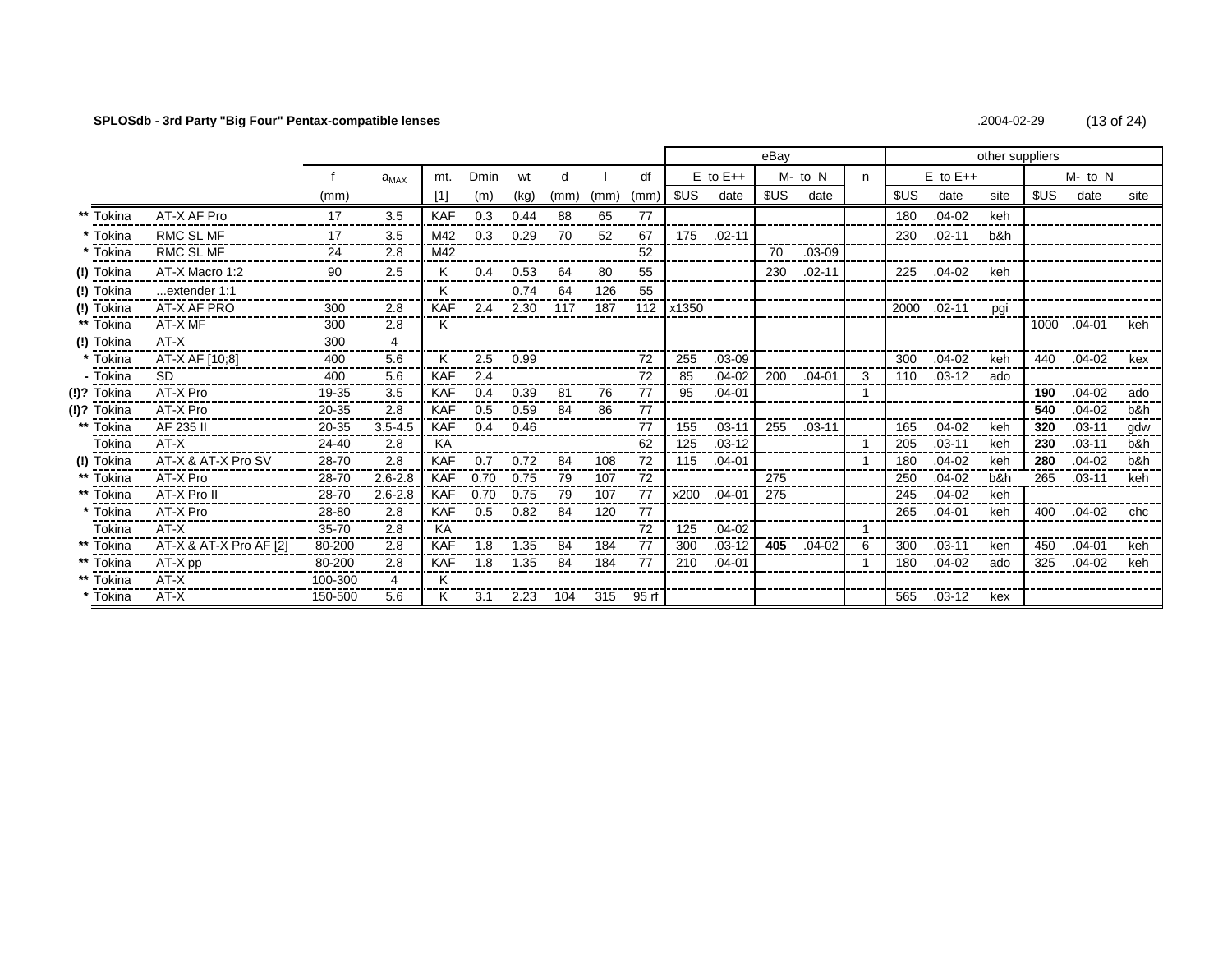**SPLOSdb - 3rd Party "Big Four" Pentax-compatible lenses** .2004-02-29

| | | | f | $a_{MAX}$ | mt. | Dmin | wt | d | l | df | eBay | | | | | other suppliers | | | | | |
|---|---|---|---|---|---|---|---|---|---|---|---|---|---|---|---|---|---|---|---|---|---|
| | | | | | | | | | | | E to E++ | | M- to N | | n | E to E++ | | | M- to N | | |
| | | | (mm) | | [1] | (m) | (kg) | (mm) | (mm) | (mm) | $US | date | $US | date | | $US | date | site | $US | date | site |
| ** | Tokina | AT-X AF Pro | 17 | 3.5 | KAF | 0.3 | 0.44 | 88 | 65 | 77 | | | | | | 180 | .04-02 | keh | | | |
| * | Tokina | RMC SL MF | 17 | 3.5 | M42 | 0.3 | 0.29 | 70 | 52 | 67 | 175 | .02-11 | | | | 230 | .02-11 | b&h | | | |
| * | Tokina | RMC SL MF | 24 | 2.8 | M42 | | | | | 52 | | | 70 | .03-09 | | | | | | | |
| (!) | Tokina | AT-X Macro 1:2 | 90 | 2.5 | K | 0.4 | 0.53 | 64 | 80 | 55 | | | 230 | .02-11 | | 225 | .04-02 | keh | | | |
| (!) | Tokina | ...extender 1:1 | | | K | | 0.74 | 64 | 126 | 55 | | | | | | | | | | | |
| (!) | Tokina | AT-X AF PRO | 300 | 2.8 | KAF | 2.4 | 2.30 | 117 | 187 | 112 | x1350 | | | | | 2000 | .02-11 | pgi | | | |
| ** | Tokina | AT-X MF | 300 | 2.8 | K | | | | | | | | | | | | | | 1000 | .04-01 | keh |
| (!) | Tokina | AT-X | 300 | 4 | | | | | | | | | | | | | | | | | |
| * | Tokina | AT-X AF [10;8] | 400 | 5.6 | K | 2.5 | 0.99 | | | 72 | 255 | .03-09 | | | | 300 | .04-02 | keh | 440 | .04-02 | kex |
| - | Tokina | SD | 400 | 5.6 | KAF | 2.4 | | | | 72 | 85 | .04-02 | 200 | .04-01 | 3 | 110 | .03-12 | ado | | | |
| (!)? | Tokina | AT-X Pro | 19-35 | 3.5 | KAF | 0.4 | 0.39 | 81 | 76 | 77 | 95 | .04-01 | | | 1 | | | | **190** | .04-02 | ado |
| (!)? | Tokina | AT-X Pro | 20-35 | 2.8 | KAF | 0.5 | 0.59 | 84 | 86 | 77 | | | | | | | | | **540** | .04-02 | b&h |
| ** | Tokina | AF 235 II | 20-35 | 3.5-4.5 | KAF | 0.4 | 0.46 | | | 77 | 155 | .03-11 | 255 | .03-11 | | 165 | .04-02 | keh | **320** | .03-11 | gdw |
| | Tokina | AT-X | 24-40 | 2.8 | KA | | | | | 62 | 125 | .03-12 | | | 1 | 205 | .03-11 | keh | **230** | .03-11 | b&h |
| (!) | Tokina | AT-X & AT-X Pro SV | 28-70 | 2.8 | KAF | 0.7 | 0.72 | 84 | 108 | 72 | 115 | .04-01 | | | 1 | 180 | .04-02 | keh | **280** | .04-02 | b&h |
| ** | Tokina | AT-X Pro | 28-70 | 2.6-2.8 | KAF | 0.70 | 0.75 | 79 | 107 | 72 | | | 275 | | | 250 | .04-02 | b&h | 265 | .03-11 | keh |
| ** | Tokina | AT-X Pro II | 28-70 | 2.6-2.8 | KAF | 0.70 | 0.75 | 79 | 107 | 77 | x200 | .04-01 | 275 | | | 245 | .04-02 | keh | | | |
| * | Tokina | AT-X Pro | 28-80 | 2.8 | KAF | 0.5 | 0.82 | 84 | 120 | 77 | | | | | | 265 | .04-01 | keh | 400 | .04-02 | chc |
| | Tokina | AT-X | 35-70 | 2.8 | KA | | | | | 72 | 125 | .04-02 | | | 1 | | | | | | |
| ** | Tokina | AT-X & AT-X Pro AF [2] | 80-200 | 2.8 | KAF | 1.8 | 1.35 | 84 | 184 | 77 | 300 | .03-12 | **405** | .04-02 | 6 | 300 | .03-11 | ken | 450 | .04-01 | keh |
| ** | Tokina | AT-X pp | 80-200 | 2.8 | KAF | 1.8 | 1.35 | 84 | 184 | 77 | 210 | .04-01 | | | 1 | 180 | .04-02 | ado | 325 | .04-02 | keh |
| ** | Tokina | AT-X | 100-300 | 4 | K | | | | | | | | | | | | | | | | |
| * | Tokina | AT-X | 150-500 | 5.6 | K | 3.1 | 2.23 | 104 | 315 | 95 rf | | | | | | 565 | .03-12 | kex | | | |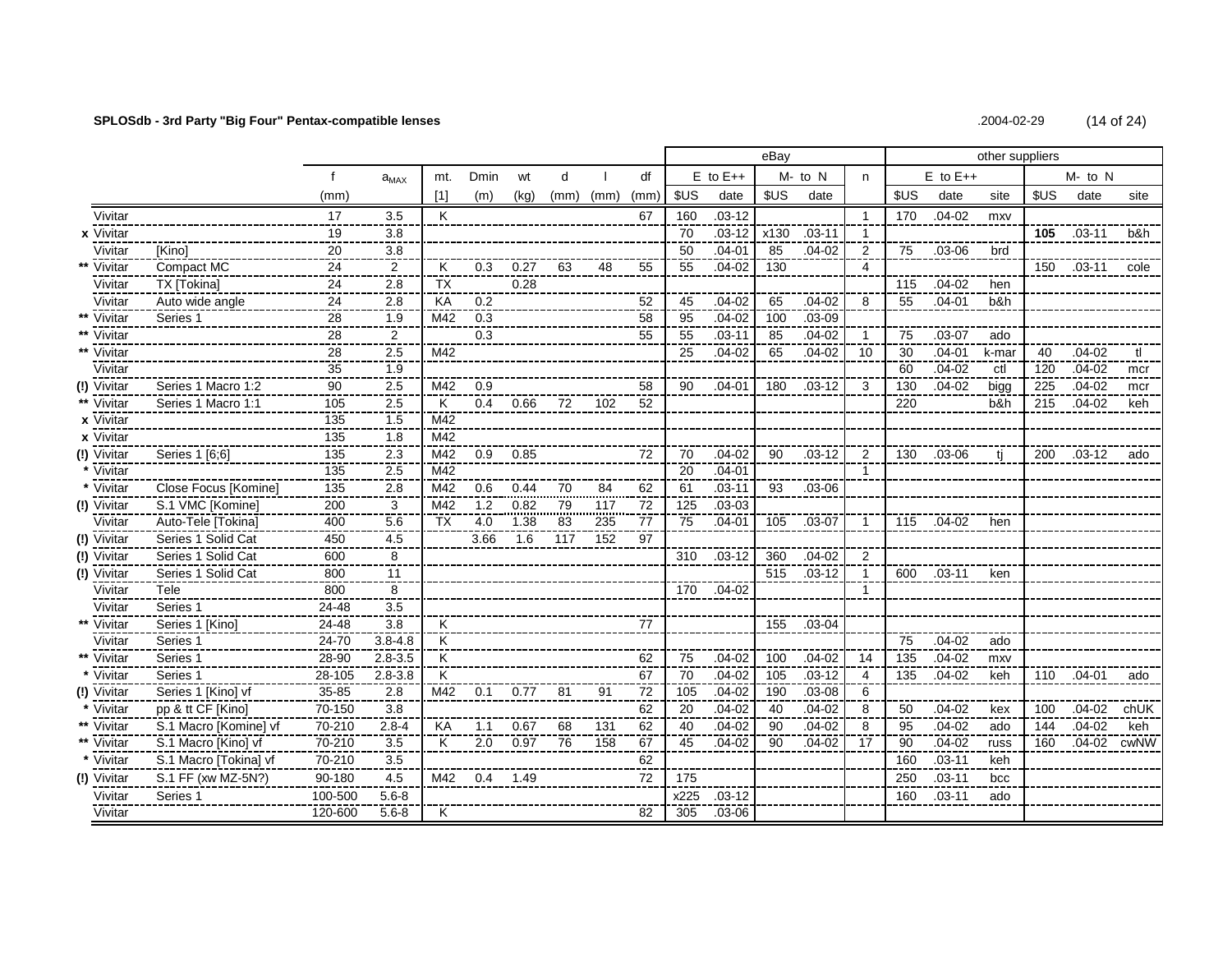**SPLOSdb - 3rd Party "Big Four" Pentax-compatible lenses** .2004-02-29

| | | | f | $a_{MAX}$ | mt. | Dmin | wt | d | l | df | eBay | | | | | other suppliers | | | | | |
|---|---|---|---|---|---|---|---|---|---|---|---|---|---|---|---|---|---|---|---|---|---|
| | | | | | | | | | | | E to E++ | | M- to N | | n | E to E++ | | | M- to N | | |
| | | | (mm) | | [1] | (m) | (kg) | (mm) | (mm) | (mm) | $US | date | $US | date | | $US | date | site | $US | date | site |
| | Vivitar | | 17 | 3.5 | K | | | | | 67 | 160 | .03-12 | | | 1 | 170 | .04-02 | mxv | | | |
| x | Vivitar | | 19 | 3.8 | | | | | | | 70 | .03-12 | x130 | .03-11 | 1 | | | | **105** | .03-11 | b&h |
| | Vivitar | [Kino] | 20 | 3.8 | | | | | | | 50 | .04-01 | 85 | .04-02 | 2 | 75 | .03-06 | brd | | | |
| ** | Vivitar | Compact MC | 24 | 2 | K | 0.3 | 0.27 | 63 | 48 | 55 | 55 | .04-02 | 130 | | 4 | | | | 150 | .03-11 | cole |
| | Vivitar | TX [Tokina] | 24 | 2.8 | TX | | 0.28 | | | | | | | | | 115 | .04-02 | hen | | | |
| | Vivitar | Auto wide angle | 24 | 2.8 | KA | 0.2 | | | | 52 | 45 | .04-02 | 65 | .04-02 | 8 | 55 | .04-01 | b&h | | | |
| ** | Vivitar | Series 1 | 28 | 1.9 | M42 | 0.3 | | | | 58 | 95 | .04-02 | 100 | .03-09 | | | | | | | |
| ** | Vivitar | | 28 | 2 | | 0.3 | | | | 55 | 55 | .03-11 | 85 | .04-02 | 1 | 75 | .03-07 | ado | | | |
| ** | Vivitar | | 28 | 2.5 | M42 | | | | | | 25 | .04-02 | 65 | .04-02 | 10 | 30 | .04-01 | k-mar | 40 | .04-02 | tl |
| | Vivitar | | 35 | 1.9 | | | | | | | | | | | | 60 | .04-02 | ctl | 120 | .04-02 | mcr |
| (!) | Vivitar | Series 1 Macro 1:2 | 90 | 2.5 | M42 | 0.9 | | | | 58 | 90 | .04-01 | 180 | .03-12 | 3 | 130 | .04-02 | bigg | 225 | .04-02 | mcr |
| ** | Vivitar | Series 1 Macro 1:1 | 105 | 2.5 | K | 0.4 | 0.66 | 72 | 102 | 52 | | | | | | 220 | | b&h | 215 | .04-02 | keh |
| x | Vivitar | | 135 | 1.5 | M42 | | | | | | | | | | | | | | | | |
| x | Vivitar | | 135 | 1.8 | M42 | | | | | | | | | | | | | | | | |
| (!) | Vivitar | Series 1 [6;6] | 135 | 2.3 | M42 | 0.9 | 0.85 | | | 72 | 70 | .04-02 | 90 | .03-12 | 2 | 130 | .03-06 | tj | 200 | .03-12 | ado |
| * | Vivitar | | 135 | 2.5 | M42 | | | | | | 20 | .04-01 | | | 1 | | | | | | |
| * | Vivitar | Close Focus [Komine] | 135 | 2.8 | M42 | 0.6 | 0.44 | 70 | 84 | 62 | 61 | .03-11 | 93 | .03-06 | | | | | | | |
| (!) | Vivitar | S.1 VMC [Komine] | 200 | 3 | M42 | 1.2 | 0.82 | 79 | 117 | 72 | 125 | .03-03 | | | | | | | | | |
| | Vivitar | Auto-Tele [Tokina] | 400 | 5.6 | TX | 4.0 | 1.38 | 83 | 235 | 77 | 75 | .04-01 | 105 | .03-07 | 1 | 115 | .04-02 | hen | | | |
| (!) | Vivitar | Series 1 Solid Cat | 450 | 4.5 | | 3.66 | 1.6 | 117 | 152 | 97 | | | | | | | | | | | |
| (!) | Vivitar | Series 1 Solid Cat | 600 | 8 | | | | | | | 310 | .03-12 | 360 | .04-02 | 2 | | | | | | |
| (!) | Vivitar | Series 1 Solid Cat | 800 | 11 | | | | | | | | | 515 | .03-12 | 1 | 600 | .03-11 | ken | | | |
| | Vivitar | Tele | 800 | 8 | | | | | | | 170 | .04-02 | | | 1 | | | | | | |
| | Vivitar | Series 1 | 24-48 | 3.5 | | | | | | | | | | | | | | | | | |
| ** | Vivitar | Series 1 [Kino] | 24-48 | 3.8 | K | | | | | 77 | | | 155 | .03-04 | | | | | | | |
| | Vivitar | Series 1 | 24-70 | 3.8-4.8 | K | | | | | | | | | | | 75 | .04-02 | ado | | | |
| ** | Vivitar | Series 1 | 28-90 | 2.8-3.5 | K | | | | | 62 | 75 | .04-02 | 100 | .04-02 | 14 | 135 | .04-02 | mxv | | | |
| * | Vivitar | Series 1 | 28-105 | 2.8-3.8 | K | | | | | 67 | 70 | .04-02 | 105 | .03-12 | 4 | 135 | .04-02 | keh | 110 | .04-01 | ado |
| (!) | Vivitar | Series 1 [Kino] vf | 35-85 | 2.8 | M42 | 0.1 | 0.77 | 81 | 91 | 72 | 105 | .04-02 | 190 | .03-08 | 6 | | | | | | |
| * | Vivitar | pp & tt CF [Kino] | 70-150 | 3.8 | | | | | | 62 | 20 | .04-02 | 40 | .04-02 | 8 | 50 | .04-02 | kex | 100 | .04-02 | chUK |
| ** | Vivitar | S.1 Macro [Komine] vf | 70-210 | 2.8-4 | KA | 1.1 | 0.67 | 68 | 131 | 62 | 40 | .04-02 | 90 | .04-02 | 8 | 95 | .04-02 | ado | 144 | .04-02 | keh |
| ** | Vivitar | S.1 Macro [Kino] vf | 70-210 | 3.5 | K | 2.0 | 0.97 | 76 | 158 | 67 | 45 | .04-02 | 90 | .04-02 | 17 | 90 | .04-02 | russ | 160 | .04-02 | cwNW |
| * | Vivitar | S.1 Macro [Tokina] vf | 70-210 | 3.5 | | | | | | 62 | | | | | | 160 | .03-11 | keh | | | |
| (!) | Vivitar | S.1 FF (xw MZ-5N?) | 90-180 | 4.5 | M42 | 0.4 | 1.49 | | | 72 | 175 | | | | | 250 | .03-11 | bcc | | | |
| | Vivitar | Series 1 | 100-500 | 5.6-8 | | | | | | | x225 | .03-12 | | | | 160 | .03-11 | ado | | | |
| | Vivitar | | 120-600 | 5.6-8 | K | | | | | 82 | 305 | .03-06 | | | | | | | | | |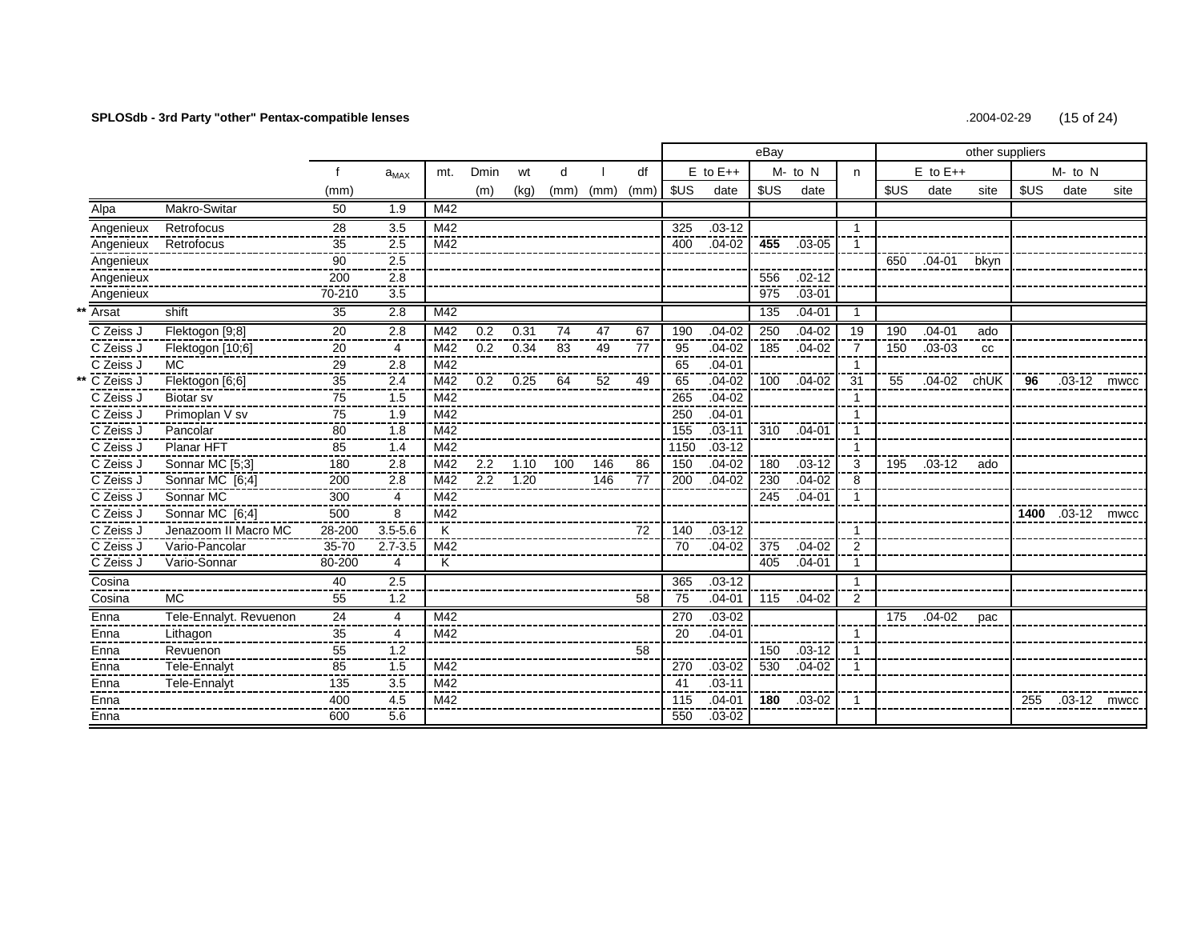**SPLOSdb - 3rd Party "other" Pentax-compatible lenses** .2004-02-29

| | | | f | $a_{MAX}$ | mt. | Dmin | wt | d | l | df | eBay | | | | | other suppliers | | | | | |
|---|---|---|---|---|---|---|---|---|---|---|---|---|---|---|---|---|---|---|---|---|---|
| | | | | | | | | | | | E to E++ | | M- to N | | n | E to E++ | | | M- to N | | |
| | | | (mm) | | | (m) | (kg) | (mm) | (mm) | (mm) | $US | date | $US | date | | $US | date | site | $US | date | site |
| | Alpa | Makro-Switar | 50 | 1.9 | M42 | | | | | | | | | | | | | | | | |
| | Angenieux | Retrofocus | 28 | 3.5 | M42 | | | | | | 325 | .03-12 | | | 1 | | | | | | |
| | Angenieux | Retrofocus | 35 | 2.5 | M42 | | | | | | 400 | .04-02 | **455** | .03-05 | 1 | | | | | | |
| | Angenieux | | 90 | 2.5 | | | | | | | | | | | | 650 | .04-01 | bkyn | | | |
| | Angenieux | | 200 | 2.8 | | | | | | | | | 556 | .02-12 | | | | | | | |
| | Angenieux | | 70-210 | 3.5 | | | | | | | | | 975 | .03-01 | | | | | | | |
| ** | Arsat | shift | 35 | 2.8 | M42 | | | | | | | | 135 | .04-01 | 1 | | | | | | |
| | C Zeiss J | Flektogon [9;8] | 20 | 2.8 | M42 | 0.2 | 0.31 | 74 | 47 | 67 | 190 | .04-02 | 250 | .04-02 | 19 | 190 | .04-01 | ado | | | |
| | C Zeiss J | Flektogon [10;6] | 20 | 4 | M42 | 0.2 | 0.34 | 83 | 49 | 77 | 95 | .04-02 | 185 | .04-02 | 7 | 150 | .03-03 | cc | | | |
| | C Zeiss J | MC | 29 | 2.8 | M42 | | | | | | 65 | .04-01 | | | 1 | | | | | | |
| ** | C Zeiss J | Flektogon [6;6] | 35 | 2.4 | M42 | 0.2 | 0.25 | 64 | 52 | 49 | 65 | .04-02 | 100 | .04-02 | 31 | 55 | .04-02 | chUK | **96** | .03-12 | mwcc |
| | C Zeiss J | Biotar sv | 75 | 1.5 | M42 | | | | | | 265 | .04-02 | | | 1 | | | | | | |
| | C Zeiss J | Primoplan V sv | 75 | 1.9 | M42 | | | | | | 250 | .04-01 | | | 1 | | | | | | |
| | C Zeiss J | Pancolar | 80 | 1.8 | M42 | | | | | | 155 | .03-11 | 310 | .04-01 | 1 | | | | | | |
| | C Zeiss J | Planar HFT | 85 | 1.4 | M42 | | | | | | 1150 | .03-12 | | | 1 | | | | | | |
| | C Zeiss J | Sonnar MC [5;3] | 180 | 2.8 | M42 | 2.2 | 1.10 | 100 | 146 | 86 | 150 | .04-02 | 180 | .03-12 | 3 | 195 | .03-12 | ado | | | |
| | C Zeiss J | Sonnar MC [6;4] | 200 | 2.8 | M42 | 2.2 | 1.20 | | 146 | 77 | 200 | .04-02 | 230 | .04-02 | 8 | | | | | | |
| | C Zeiss J | Sonnar MC | 300 | 4 | M42 | | | | | | | | 245 | .04-01 | 1 | | | | | | |
| | C Zeiss J | Sonnar MC [6;4] | 500 | 8 | M42 | | | | | | | | | | | | | | **1400** | .03-12 | mwcc |
| | C Zeiss J | Jenazoom II Macro MC | 28-200 | 3.5-5.6 | K | | | | | 72 | 140 | .03-12 | | | 1 | | | | | | |
| | C Zeiss J | Vario-Pancolar | 35-70 | 2.7-3.5 | M42 | | | | | | 70 | .04-02 | 375 | .04-02 | 2 | | | | | | |
| | C Zeiss J | Vario-Sonnar | 80-200 | 4 | K | | | | | | | | 405 | .04-01 | 1 | | | | | | |
| | Cosina | | 40 | 2.5 | | | | | | | 365 | .03-12 | | | 1 | | | | | | |
| | Cosina | MC | 55 | 1.2 | | | | | | 58 | 75 | .04-01 | 115 | .04-02 | 2 | | | | | | |
| | Enna | Tele-Ennalyt. Revuenon | 24 | 4 | M42 | | | | | | 270 | .03-02 | | | | 175 | .04-02 | pac | | | |
| | Enna | Lithagon | 35 | 4 | M42 | | | | | | 20 | .04-01 | | | 1 | | | | | | |
| | Enna | Revuenon | 55 | 1.2 | | | | | | 58 | | | 150 | .03-12 | 1 | | | | | | |
| | Enna | Tele-Ennalyt | 85 | 1.5 | M42 | | | | | | 270 | .03-02 | 530 | .04-02 | 1 | | | | | | |
| | Enna | Tele-Ennalyt | 135 | 3.5 | M42 | | | | | | 41 | .03-11 | | | | | | | | | |
| | Enna | | 400 | 4.5 | M42 | | | | | | 115 | .04-01 | **180** | .03-02 | 1 | | | | 255 | .03-12 | mwcc |
| | Enna | | 600 | 5.6 | | | | | | | 550 | .03-02 | | | | | | | | | |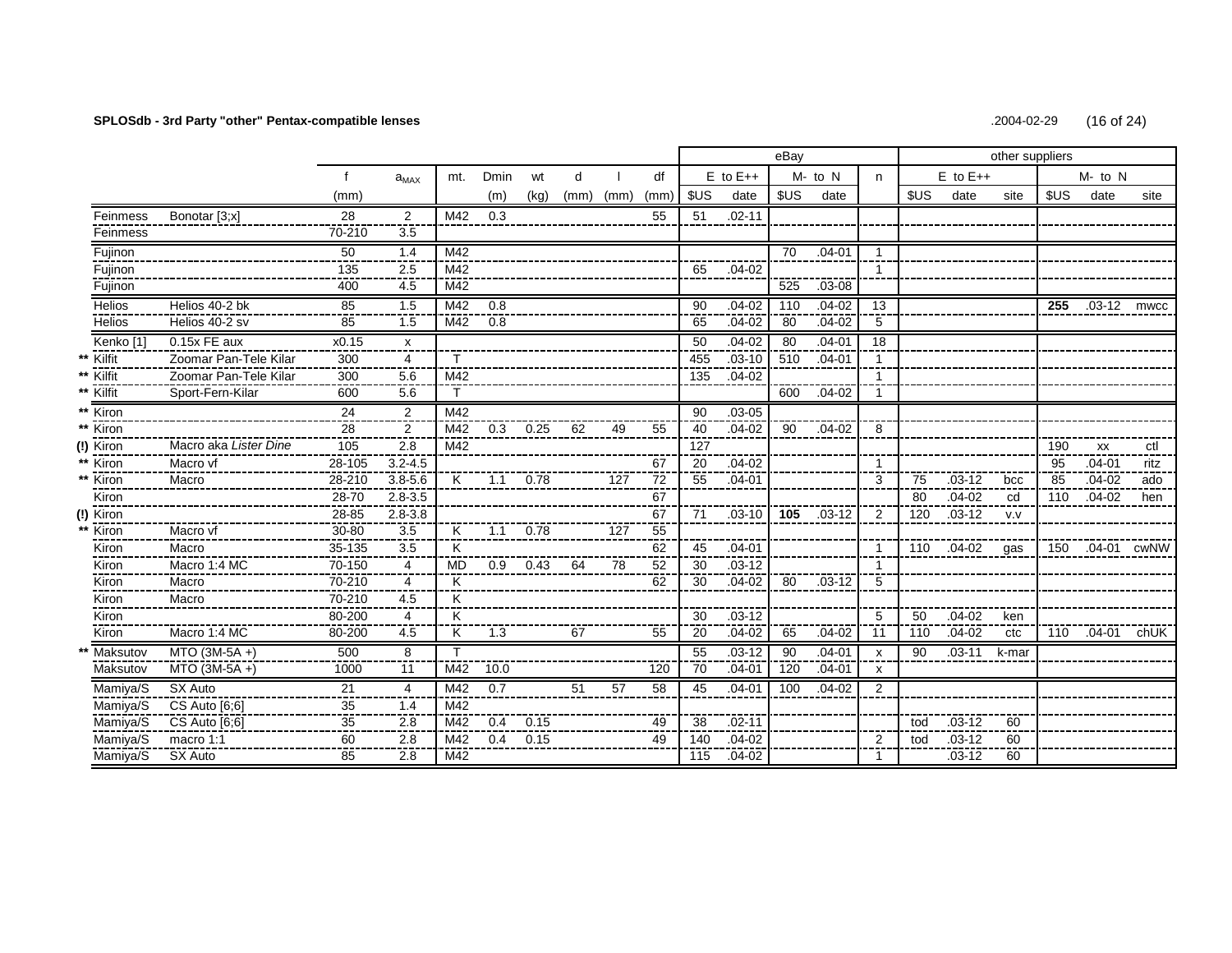**SPLOSdb - 3rd Party "other" Pentax-compatible lenses** .2004-02-29

| | | | f | $a_{MAX}$ | mt. | Dmin | wt | d | l | df | eBay | | | | | other suppliers | | | | | |
|---|---|---|---|---|---|---|---|---|---|---|---|---|---|---|---|---|---|---|---|---|---|
| | | | | | | | | | | | E to E++ | | M- to N | | n | E to E++ | | | M- to N | | |
| | | | (mm) | | | (m) | (kg) | (mm) | (mm) | (mm) | $US | date | $US | date | | $US | date | site | $US | date | site |
| | Feinmess | Bonotar [3;x] | 28 | 2 | M42 | 0.3 | | | | 55 | 51 | .02-11 | | | | | | | | | |
| | Feinmess | | 70-210 | 3.5 | | | | | | | | | | | | | | | | | |
| | Fujinon | | 50 | 1.4 | M42 | | | | | | | | 70 | .04-01 | 1 | | | | | | |
| | Fujinon | | 135 | 2.5 | M42 | | | | | | 65 | .04-02 | | | 1 | | | | | | |
| | Fujinon | | 400 | 4.5 | M42 | | | | | | | | 525 | .03-08 | | | | | | | |
| | Helios | Helios 40-2 bk | 85 | 1.5 | M42 | 0.8 | | | | | 90 | .04-02 | 110 | .04-02 | 13 | | | | **255** | .03-12 | mwcc |
| | Helios | Helios 40-2 sv | 85 | 1.5 | M42 | 0.8 | | | | | 65 | .04-02 | 80 | .04-02 | 5 | | | | | | |
| | Kenko [1] | 0.15x FE aux | x0.15 | x | | | | | | | 50 | .04-02 | 80 | .04-01 | 18 | | | | | | |
| ** | Kilfit | Zoomar Pan-Tele Kilar | 300 | 4 | T | | | | | | 455 | .03-10 | 510 | .04-01 | 1 | | | | | | |
| ** | Kilfit | Zoomar Pan-Tele Kilar | 300 | 5.6 | M42 | | | | | | 135 | .04-02 | | | 1 | | | | | | |
| ** | Kilfit | Sport-Fern-Kilar | 600 | 5.6 | T | | | | | | | | 600 | .04-02 | 1 | | | | | | |
| ** | Kiron | | 24 | 2 | M42 | | | | | | 90 | .03-05 | | | | | | | | | |
| ** | Kiron | | 28 | 2 | M42 | 0.3 | 0.25 | 62 | 49 | 55 | 40 | .04-02 | 90 | .04-02 | 8 | | | | | | |
| (!) | Kiron | Macro aka *Lister Dine* | 105 | 2.8 | M42 | | | | | | 127 | | | | | | | | 190 | xx | ctl |
| ** | Kiron | Macro vf | 28-105 | 3.2-4.5 | | | | | | 67 | 20 | .04-02 | | | 1 | | | | 95 | .04-01 | ritz |
| ** | Kiron | Macro | 28-210 | 3.8-5.6 | K | 1.1 | 0.78 | | 127 | 72 | 55 | .04-01 | | | 3 | 75 | .03-12 | bcc | 85 | .04-02 | ado |
| | Kiron | | 28-70 | 2.8-3.5 | | | | | | 67 | | | | | | 80 | .04-02 | cd | 110 | .04-02 | hen |
| (!) | Kiron | | 28-85 | 2.8-3.8 | | | | | | 67 | 71 | .03-10 | **105** | .03-12 | 2 | 120 | .03-12 | v.v | | | |
| ** | Kiron | Macro vf | 30-80 | 3.5 | K | 1.1 | 0.78 | | 127 | 55 | | | | | | | | | | | |
| | Kiron | Macro | 35-135 | 3.5 | K | | | | | 62 | 45 | .04-01 | | | 1 | 110 | .04-02 | gas | 150 | .04-01 | cwNW |
| | Kiron | Macro 1:4 MC | 70-150 | 4 | MD | 0.9 | 0.43 | 64 | 78 | 52 | 30 | .03-12 | | | 1 | | | | | | |
| | Kiron | Macro | 70-210 | 4 | K | | | | | 62 | 30 | .04-02 | 80 | .03-12 | 5 | | | | | | |
| | Kiron | Macro | 70-210 | 4.5 | K | | | | | | | | | | | | | | | | |
| | Kiron | | 80-200 | 4 | K | | | | | | 30 | .03-12 | | | 5 | 50 | .04-02 | ken | | | |
| | Kiron | Macro 1:4 MC | 80-200 | 4.5 | K | 1.3 | | 67 | | 55 | 20 | .04-02 | 65 | .04-02 | 11 | 110 | .04-02 | ctc | 110 | .04-01 | chUK |
| ** | Maksutov | MTO (3M-5A +) | 500 | 8 | T | | | | | | 55 | .03-12 | 90 | .04-01 | x | 90 | .03-11 | k-mar | | | |
| | Maksutov | MTO (3M-5A +) | 1000 | 11 | M42 | 10.0 | | | | 120 | 70 | .04-01 | 120 | .04-01 | x | | | | | | |
| | Mamiya/S | SX Auto | 21 | 4 | M42 | 0.7 | | 51 | 57 | 58 | 45 | .04-01 | 100 | .04-02 | 2 | | | | | | |
| | Mamiya/S | CS Auto [6;6] | 35 | 1.4 | M42 | | | | | | | | | | | | | | | | |
| | Mamiya/S | CS Auto [6;6] | 35 | 2.8 | M42 | 0.4 | 0.15 | | | 49 | 38 | .02-11 | | | | tod | .03-12 | 60 | | | |
| | Mamiya/S | macro 1:1 | 60 | 2.8 | M42 | 0.4 | 0.15 | | | 49 | 140 | .04-02 | | | 2 | tod | .03-12 | 60 | | | |
| | Mamiya/S | SX Auto | 85 | 2.8 | M42 | | | | | | 115 | .04-02 | | | 1 | | .03-12 | 60 | | | |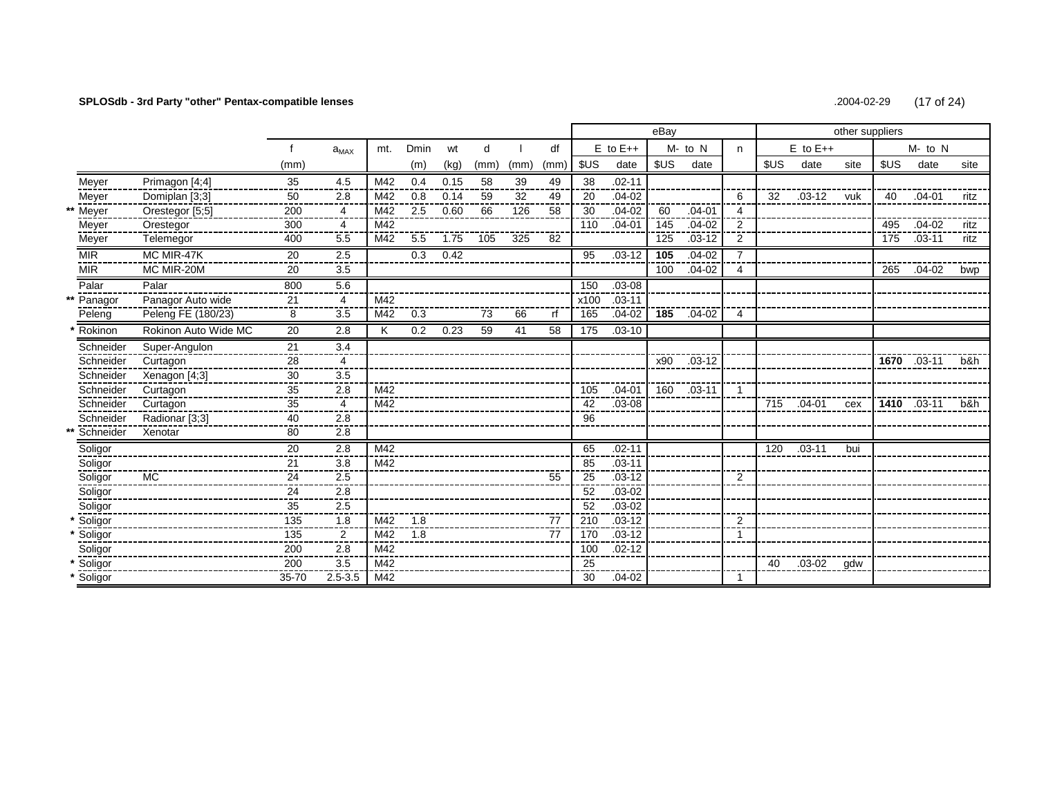**SPLOSdb - 3rd Party "other" Pentax-compatible lenses** .2004-02-29

| | | | f | $a_{MAX}$ | mt. | Dmin | wt | d | l | df | eBay | | | | | other suppliers | | | | | |
|---|---|---|---|---|---|---|---|---|---|---|---|---|---|---|---|---|---|---|---|---|---|
| | | | | | | | | | | | E to E++ | | M- to N | | n | E to E++ | | | M- to N | | |
| | | | (mm) | | | (m) | (kg) | (mm) | (mm) | (mm) | $US | date | $US | date | | $US | date | site | $US | date | site |
| | Meyer | Primagon [4;4] | 35 | 4.5 | M42 | 0.4 | 0.15 | 58 | 39 | 49 | 38 | .02-11 | | | | | | | | | |
| | Meyer | Domiplan [3;3] | 50 | 2.8 | M42 | 0.8 | 0.14 | 59 | 32 | 49 | 20 | .04-02 | | | 6 | 32 | .03-12 | vuk | 40 | .04-01 | ritz |
| ** | Meyer | Orestegor [5;5] | 200 | 4 | M42 | 2.5 | 0.60 | 66 | 126 | 58 | 30 | .04-02 | 60 | .04-01 | 4 | | | | | | |
| | Meyer | Orestegor | 300 | 4 | M42 | | | | | | 110 | .04-01 | 145 | .04-02 | 2 | | | | 495 | .04-02 | ritz |
| | Meyer | Telemegor | 400 | 5.5 | M42 | 5.5 | 1.75 | 105 | 325 | 82 | | | 125 | .03-12 | 2 | | | | 175 | .03-11 | ritz |
| | MIR | MC MIR-47K | 20 | 2.5 | | 0.3 | 0.42 | | | | 95 | .03-12 | **105** | .04-02 | 7 | | | | | | |
| | MIR | MC MIR-20M | 20 | 3.5 | | | | | | | | | 100 | .04-02 | 4 | | | | 265 | .04-02 | bwp |
| | Palar | Palar | 800 | 5.6 | | | | | | | 150 | .03-08 | | | | | | | | | |
| ** | Panagor | Panagor Auto wide | 21 | 4 | M42 | | | | | | x100 | .03-11 | | | | | | | | | |
| | Peleng | Peleng FE (180/23) | 8 | 3.5 | M42 | 0.3 | | 73 | 66 | rf | 165 | .04-02 | **185** | .04-02 | 4 | | | | | | |
| * | Rokinon | Rokinon Auto Wide MC | 20 | 2.8 | K | 0.2 | 0.23 | 59 | 41 | 58 | 175 | .03-10 | | | | | | | | | |
| | Schneider | Super-Angulon | 21 | 3.4 | | | | | | | | | | | | | | | | | |
| | Schneider | Curtagon | 28 | 4 | | | | | | | | | x90 | .03-12 | | | | | **1670** | .03-11 | b&h |
| | Schneider | Xenagon [4;3] | 30 | 3.5 | | | | | | | | | | | | | | | | | |
| | Schneider | Curtagon | 35 | 2.8 | M42 | | | | | | 105 | .04-01 | 160 | .03-11 | 1 | | | | | | |
| | Schneider | Curtagon | 35 | 4 | M42 | | | | | | 42 | .03-08 | | | | 715 | .04-01 | cex | **1410** | .03-11 | b&h |
| | Schneider | Radionar [3;3] | 40 | 2.8 | | | | | | | 96 | | | | | | | | | | |
| ** | Schneider | Xenotar | 80 | 2.8 | | | | | | | | | | | | | | | | | |
| | Soligor | | 20 | 2.8 | M42 | | | | | | 65 | .02-11 | | | | 120 | .03-11 | bui | | | |
| | Soligor | | 21 | 3.8 | M42 | | | | | | 85 | .03-11 | | | | | | | | | |
| | Soligor | MC | 24 | 2.5 | | | | | | 55 | 25 | .03-12 | | | 2 | | | | | | |
| | Soligor | | 24 | 2.8 | | | | | | | 52 | .03-02 | | | | | | | | | |
| | Soligor | | 35 | 2.5 | | | | | | | 52 | .03-02 | | | | | | | | | |
| * | Soligor | | 135 | 1.8 | M42 | 1.8 | | | | 77 | 210 | .03-12 | | | 2 | | | | | | |
| * | Soligor | | 135 | 2 | M42 | 1.8 | | | | 77 | 170 | .03-12 | | | 1 | | | | | | |
| | Soligor | | 200 | 2.8 | M42 | | | | | | 100 | .02-12 | | | | | | | | | |
| * | Soligor | | 200 | 3.5 | M42 | | | | | | 25 | | | | | 40 | .03-02 | gdw | | | |
| * | Soligor | | 35-70 | 2.5-3.5 | M42 | | | | | | 30 | .04-02 | | | 1 | | | | | | |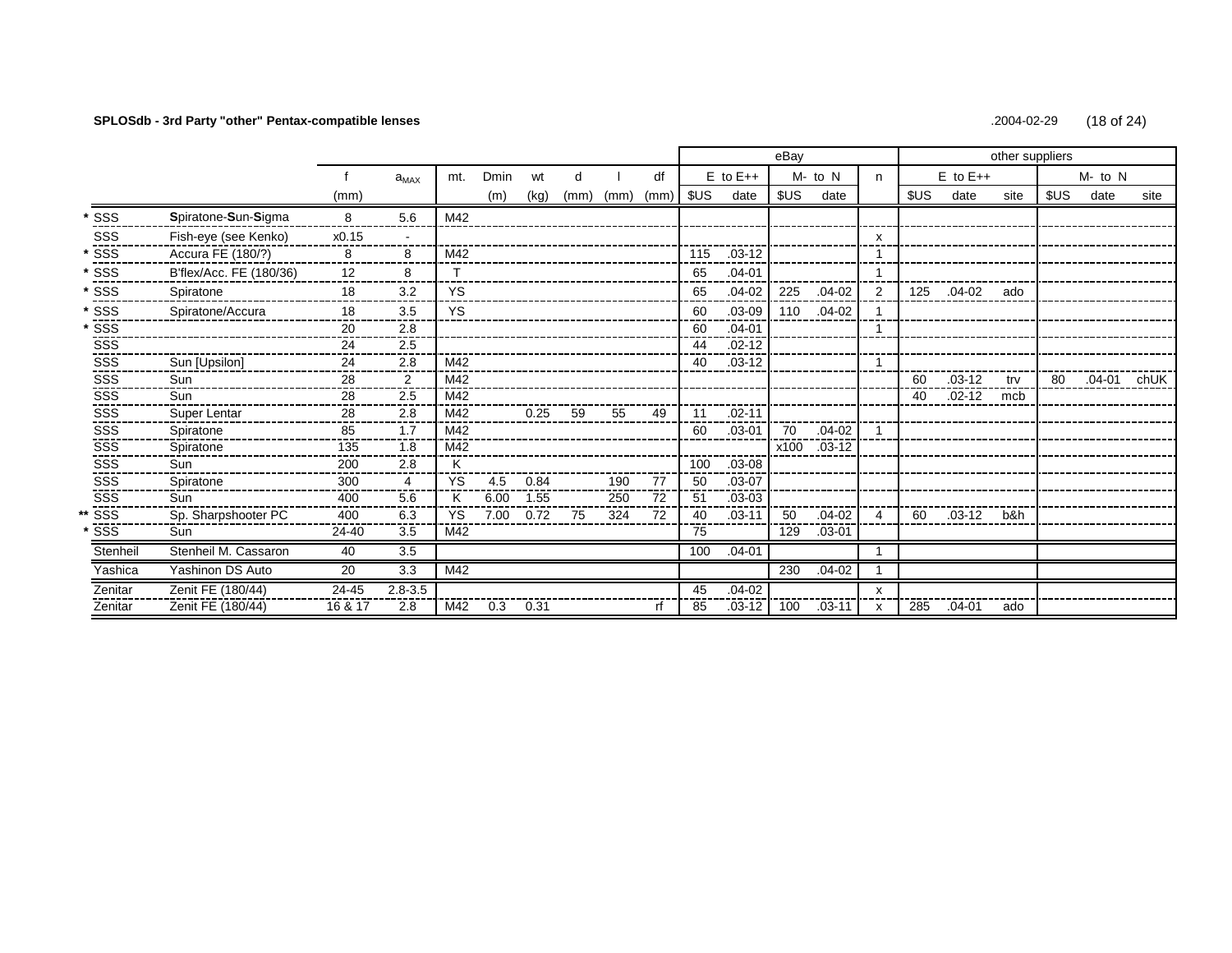**SPLOSdb - 3rd Party "other" Pentax-compatible lenses** .2004-02-29

| | | | f | $a_{MAX}$ | mt. | Dmin | wt | d | l | df | eBay | | | | | other suppliers | | | | | |
|---|---|---|---|---|---|---|---|---|---|---|---|---|---|---|---|---|---|---|---|---|---|
| | | | | | | | | | | | E to E++ | | M- to N | | n | E to E++ | | | M- to N | | |
| | | | (mm) | | | (m) | (kg) | (mm) | (mm) | (mm) | $US | date | $US | date | | $US | date | site | $US | date | site |
| * | SSS | **S**piratone-**S**un-**S**igma | 8 | 5.6 | M42 | | | | | | | | | | | | | | | | |
| | SSS | Fish-eye (see Kenko) | x0.15 | - | | | | | | | | | | | x | | | | | | |
| * | SSS | Accura FE (180/?) | 8 | 8 | M42 | | | | | | 115 | .03-12 | | | 1 | | | | | | |
| * | SSS | B'flex/Acc. FE (180/36) | 12 | 8 | T | | | | | | 65 | .04-01 | | | 1 | | | | | | |
| * | SSS | Spiratone | 18 | 3.2 | YS | | | | | | 65 | .04-02 | 225 | .04-02 | 2 | 125 | .04-02 | ado | | | |
| * | SSS | Spiratone/Accura | 18 | 3.5 | YS | | | | | | 60 | .03-09 | 110 | .04-02 | 1 | | | | | | |
| * | SSS | | 20 | 2.8 | | | | | | | 60 | .04-01 | | | 1 | | | | | | |
| | SSS | | 24 | 2.5 | | | | | | | 44 | .02-12 | | | | | | | | | |
| | SSS | Sun [Upsilon] | 24 | 2.8 | M42 | | | | | | 40 | .03-12 | | | 1 | | | | | | |
| | SSS | Sun | 28 | 2 | M42 | | | | | | | | | | | 60 | .03-12 | trv | 80 | .04-01 | chUK |
| | SSS | Sun | 28 | 2.5 | M42 | | | | | | | | | | | 40 | .02-12 | mcb | | | |
| | SSS | Super Lentar | 28 | 2.8 | M42 | | 0.25 | 59 | 55 | 49 | 11 | .02-11 | | | | | | | | | |
| | SSS | Spiratone | 85 | 1.7 | M42 | | | | | | 60 | .03-01 | 70 | .04-02 | 1 | | | | | | |
| | SSS | Spiratone | 135 | 1.8 | M42 | | | | | | | | x100 | .03-12 | | | | | | | |
| | SSS | Sun | 200 | 2.8 | K | | | | | | 100 | .03-08 | | | | | | | | | |
| | SSS | Spiratone | 300 | 4 | YS | 4.5 | 0.84 | | 190 | 77 | 50 | .03-07 | | | | | | | | | |
| | SSS | Sun | 400 | 5.6 | K | 6.00 | 1.55 | | 250 | 72 | 51 | .03-03 | | | | | | | | | |
| ** | SSS | Sp. Sharpshooter PC | 400 | 6.3 | YS | 7.00 | 0.72 | 75 | 324 | 72 | 40 | .03-11 | 50 | .04-02 | 4 | 60 | .03-12 | b&h | | | |
| * | SSS | Sun | 24-40 | 3.5 | M42 | | | | | | 75 | | 129 | .03-01 | | | | | | | |
| | Stenheil | Stenheil M. Cassaron | 40 | 3.5 | | | | | | | 100 | .04-01 | | | 1 | | | | | | |
| | Yashica | Yashinon DS Auto | 20 | 3.3 | M42 | | | | | | | | 230 | .04-02 | 1 | | | | | | |
| | Zenitar | Zenit FE (180/44) | 24-45 | 2.8-3.5 | | | | | | | 45 | .04-02 | | | x | | | | | | |
| | Zenitar | Zenit FE (180/44) | 16 & 17 | 2.8 | M42 | 0.3 | 0.31 | | | rf | 85 | .03-12 | 100 | .03-11 | x | 285 | .04-01 | ado | | | |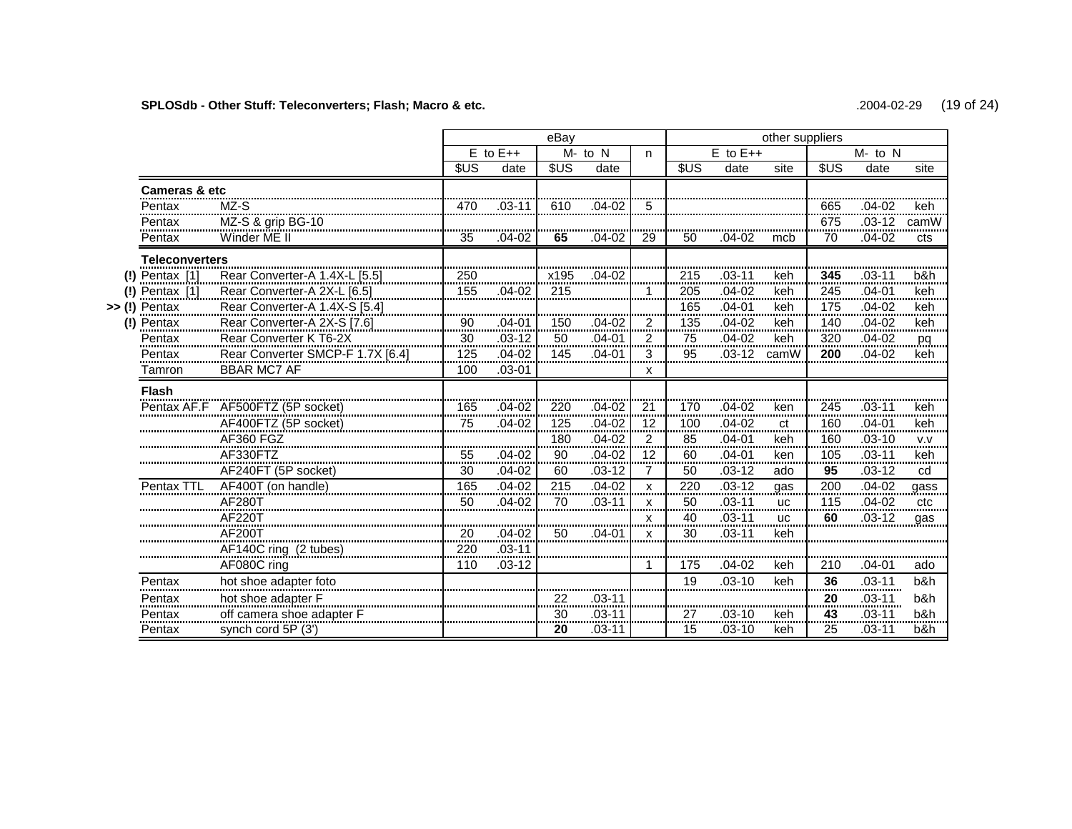**SPLOSdb - Other Stuff: Teleconverters; Flash; Macro & etc.** .2004-02-29

| | | | eBay | | | | | other suppliers | | | | | |
|---|---|---|---|---|---|---|---|---|---|---|---|---|---|
| | | | E to E++ | | M- to N | | n | E to E++ | | | M- to N | | |
| | | | $US | date | $US | date | | $US | date | site | $US | date | site |
| | **Cameras & etc** | | | | | | | | | | | | |
| | Pentax | MZ-S | 470 | .03-11 | 610 | .04-02 | 5 | | | | 665 | .04-02 | keh |
| | Pentax | MZ-S & grip BG-10 | | | | | | | | | 675 | .03-12 | camW |
| | Pentax | Winder ME II | 35 | .04-02 | **65** | .04-02 | 29 | 50 | .04-02 | mcb | 70 | .04-02 | cts |
| | **Teleconverters** | | | | | | | | | | | | |
| (!) | Pentax [1] | Rear Converter-A 1.4X-L [5.5] | 250 | | x195 | .04-02 | | 215 | .03-11 | keh | **345** | .03-11 | b&h |
| (!) | Pentax [1] | Rear Converter-A 2X-L [6.5] | 155 | .04-02 | 215 | | 1 | 205 | .04-02 | keh | 245 | .04-01 | keh |
| >> (!) | Pentax | Rear Converter-A 1.4X-S [5.4] | | | | | | 165 | .04-01 | keh | 175 | .04-02 | keh |
| (!) | Pentax | Rear Converter-A 2X-S [7.6] | 90 | .04-01 | 150 | .04-02 | 2 | 135 | .04-02 | keh | 140 | .04-02 | keh |
| | Pentax | Rear Converter K T6-2X | 30 | .03-12 | 50 | .04-01 | 2 | 75 | .04-02 | keh | 320 | .04-02 | pq |
| | Pentax | Rear Converter SMCP-F 1.7X [6.4] | 125 | .04-02 | 145 | .04-01 | 3 | 95 | .03-12 | camW | **200** | .04-02 | keh |
| | Tamron | BBAR MC7 AF | 100 | .03-01 | | | x | | | | | | |
| | **Flash** | | | | | | | | | | | | |
| | Pentax AF.F | AF500FTZ (5P socket) | 165 | .04-02 | 220 | .04-02 | 21 | 170 | .04-02 | ken | 245 | .03-11 | keh |
| | | AF400FTZ (5P socket) | 75 | .04-02 | 125 | .04-02 | 12 | 100 | .04-02 | ct | 160 | .04-01 | keh |
| | | AF360 FGZ | | | 180 | .04-02 | 2 | 85 | .04-01 | keh | 160 | .03-10 | v.v |
| | | AF330FTZ | 55 | .04-02 | 90 | .04-02 | 12 | 60 | .04-01 | ken | 105 | .03-11 | keh |
| | | AF240FT (5P socket) | 30 | .04-02 | 60 | .03-12 | 7 | 50 | .03-12 | ado | **95** | .03-12 | cd |
| | Pentax TTL | AF400T (on handle) | 165 | .04-02 | 215 | .04-02 | x | 220 | .03-12 | gas | 200 | .04-02 | gass |
| | | AF280T | 50 | .04-02 | 70 | .03-11 | x | 50 | .03-11 | uc | 115 | .04-02 | ctc |
| | | AF220T | | | | | x | 40 | .03-11 | uc | **60** | .03-12 | gas |
| | | AF200T | 20 | .04-02 | 50 | .04-01 | x | 30 | .03-11 | keh | | | |
| | | AF140C ring (2 tubes) | 220 | .03-11 | | | | | | | | | |
| | | AF080C ring | 110 | .03-12 | | | 1 | 175 | .04-02 | keh | 210 | .04-01 | ado |
| | Pentax | hot shoe adapter foto | | | | | | 19 | .03-10 | keh | **36** | .03-11 | b&h |
| | Pentax | hot shoe adapter F | | | 22 | .03-11 | | | | | **20** | .03-11 | b&h |
| | Pentax | off camera shoe adapter F | | | 30 | .03-11 | | 27 | .03-10 | keh | **43** | .03-11 | b&h |
| | Pentax | synch cord 5P (3') | | | **20** | .03-11 | | 15 | .03-10 | keh | 25 | .03-11 | b&h |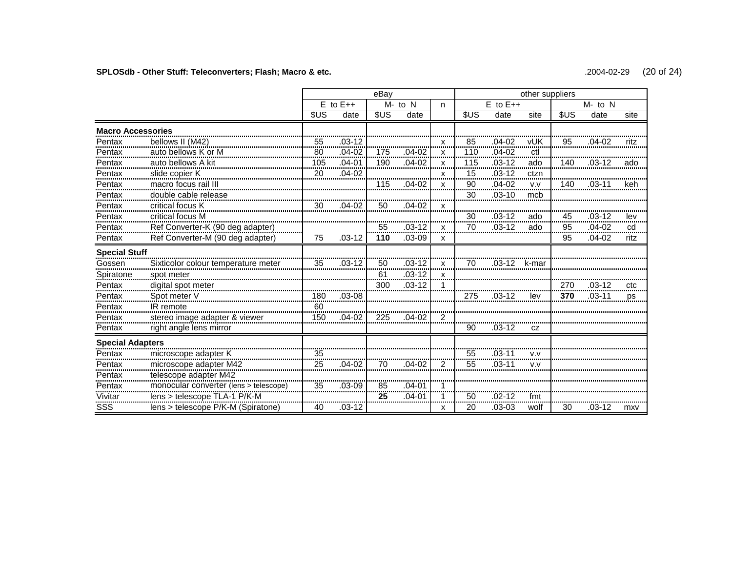**SPLOSdb - Other Stuff: Teleconverters; Flash; Macro & etc.** .2004-02-29

| | | eBay | | | | | other suppliers | | | | | |
|---|---|---|---|---|---|---|---|---|---|---|---|---|
| | | E to E++ | | M- to N | | n | E to E++ | | | M- to N | | |
| | | $US | date | $US | date | | $US | date | site | $US | date | site |
| **Macro Accessories** | | | | | | | | | | | | |
| Pentax | bellows II (M42) | 55 | .03-12 | | | x | 85 | .04-02 | vUK | 95 | .04-02 | ritz |
| Pentax | auto bellows K or M | 80 | .04-02 | 175 | .04-02 | x | 110 | .04-02 | ctl | | | |
| Pentax | auto bellows A kit | 105 | .04-01 | 190 | .04-02 | x | 115 | .03-12 | ado | 140 | .03-12 | ado |
| Pentax | slide copier K | 20 | .04-02 | | | x | 15 | .03-12 | ctzn | | | |
| Pentax | macro focus rail III | | | 115 | .04-02 | x | 90 | .04-02 | v.v | 140 | .03-11 | keh |
| Pentax | double cable release | | | | | | 30 | .03-10 | mcb | | | |
| Pentax | critical focus K | 30 | .04-02 | 50 | .04-02 | x | | | | | | |
| Pentax | critical focus M | | | | | | 30 | .03-12 | ado | 45 | .03-12 | lev |
| Pentax | Ref Converter-K (90 deg adapter) | | | 55 | .03-12 | x | 70 | .03-12 | ado | 95 | .04-02 | cd |
| Pentax | Ref Converter-M (90 deg adapter) | 75 | .03-12 | **110** | .03-09 | x | | | | 95 | .04-02 | ritz |
| **Special Stuff** | | | | | | | | | | | | |
| Gossen | Sixticolor colour temperature meter | 35 | .03-12 | 50 | .03-12 | x | 70 | .03-12 | k-mar | | | |
| Spiratone | spot meter | | | 61 | .03-12 | x | | | | | | |
| Pentax | digital spot meter | | | 300 | .03-12 | 1 | | | | 270 | .03-12 | ctc |
| Pentax | Spot meter V | 180 | .03-08 | | | | 275 | .03-12 | lev | **370** | .03-11 | ps |
| Pentax | IR remote | 60 | | | | | | | | | | |
| Pentax | stereo image adapter & viewer | 150 | .04-02 | 225 | .04-02 | 2 | | | | | | |
| Pentax | right angle lens mirror | | | | | | 90 | .03-12 | cz | | | |
| **Special Adapters** | | | | | | | | | | | | |
| Pentax | microscope adapter K | 35 | | | | | 55 | .03-11 | v.v | | | |
| Pentax | microscope adapter M42 | 25 | .04-02 | 70 | .04-02 | 2 | 55 | .03-11 | v.v | | | |
| Pentax | telescope adapter M42 | | | | | | | | | | | |
| Pentax | monocular converter (lens > telescope) | 35 | .03-09 | 85 | .04-01 | 1 | | | | | | |
| Vivitar | lens > telescope TLA-1 P/K-M | | | **25** | .04-01 | 1 | 50 | .02-12 | fmt | | | |
| SSS | lens > telescope P/K-M (Spiratone) | 40 | .03-12 | | | x | 20 | .03-03 | wolf | 30 | .03-12 | mxv |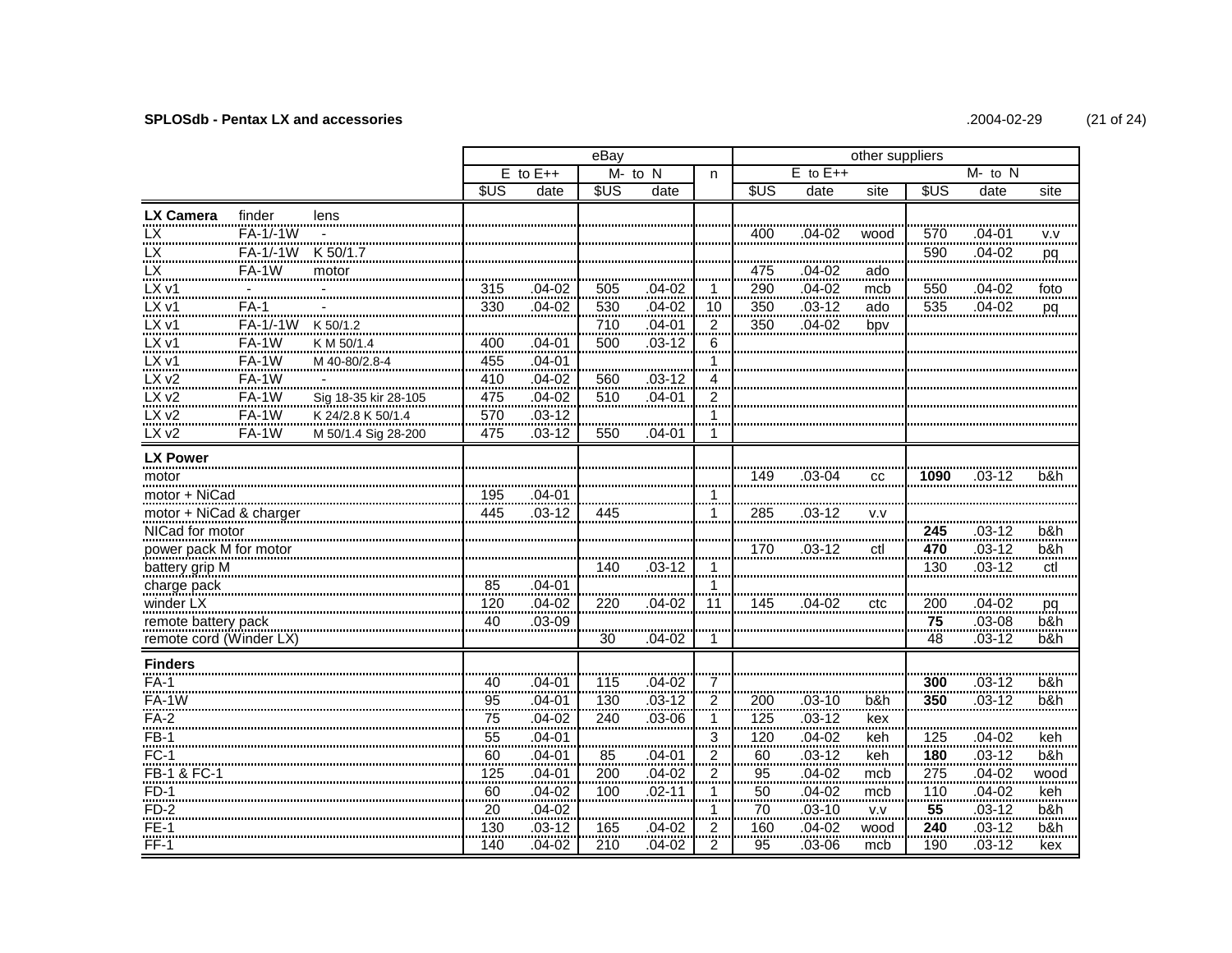**SPLOSdb - Pentax LX and accessories** .2004-02-29

| | | | eBay | | | | | other suppliers | | | | | |
|---|---|---|---|---|---|---|---|---|---|---|---|---|---|
| | | | E to E++ | | M- to N | | n | E to E++ | | | M- to N | | |
| | | | $US | date | $US | date | | $US | date | site | $US | date | site |
| **LX Camera** | finder | lens | | | | | | | | | | | |
| LX | FA-1/-1W | - | | | | | | 400 | .04-02 | wood | 570 | .04-01 | v.v |
| LX | FA-1/-1W | K 50/1.7 | | | | | | | | | 590 | .04-02 | pq |
| LX | FA-1W | motor | | | | | | 475 | .04-02 | ado | | | |
| LX v1 | - | - | 315 | .04-02 | 505 | .04-02 | 1 | 290 | .04-02 | mcb | 550 | .04-02 | foto |
| LX v1 | FA-1 | - | 330 | .04-02 | 530 | .04-02 | 10 | 350 | .03-12 | ado | 535 | .04-02 | pq |
| LX v1 | FA-1/-1W | K 50/1.2 | | | 710 | .04-01 | 2 | 350 | .04-02 | bpv | | | |
| LX v1 | FA-1W | K M 50/1.4 | 400 | .04-01 | 500 | .03-12 | 6 | | | | | | |
| LX v1 | FA-1W | M 40-80/2.8-4 | 455 | .04-01 | | | 1 | | | | | | |
| LX v2 | FA-1W | - | 410 | .04-02 | 560 | .03-12 | 4 | | | | | | |
| LX v2 | FA-1W | Sig 18-35 kir 28-105 | 475 | .04-02 | 510 | .04-01 | 2 | | | | | | |
| LX v2 | FA-1W | K 24/2.8 K 50/1.4 | 570 | .03-12 | | | 1 | | | | | | |
| LX v2 | FA-1W | M 50/1.4 Sig 28-200 | 475 | .03-12 | 550 | .04-01 | 1 | | | | | | |
| **LX Power** | | | | | | | | | | | | | |
| motor | | | | | | | | 149 | .03-04 | cc | **1090** | .03-12 | b&h |
| motor + NiCad | | | 195 | .04-01 | | | 1 | | | | | | |
| motor + NiCad & charger | | | 445 | .03-12 | 445 | | 1 | 285 | .03-12 | v.v | | | |
| NICad for motor | | | | | | | | | | | **245** | .03-12 | b&h |
| power pack M for motor | | | | | | | | 170 | .03-12 | ctl | **470** | .03-12 | b&h |
| battery grip M | | | | | 140 | .03-12 | 1 | | | | 130 | .03-12 | ctl |
| charge pack | | | 85 | .04-01 | | | 1 | | | | | | |
| winder LX | | | 120 | .04-02 | 220 | .04-02 | 11 | 145 | .04-02 | ctc | 200 | .04-02 | pq |
| remote battery pack | | | 40 | .03-09 | | | | | | | **75** | .03-08 | b&h |
| remote cord (Winder LX) | | | | | 30 | .04-02 | 1 | | | | 48 | .03-12 | b&h |
| **Finders** | | | | | | | | | | | | | |
| FA-1 | | | 40 | .04-01 | 115 | .04-02 | 7 | | | | **300** | .03-12 | b&h |
| FA-1W | | | 95 | .04-01 | 130 | .03-12 | 2 | 200 | .03-10 | b&h | **350** | .03-12 | b&h |
| FA-2 | | | 75 | .04-02 | 240 | .03-06 | 1 | 125 | .03-12 | kex | | | |
| FB-1 | | | 55 | .04-01 | | | 3 | 120 | .04-02 | keh | 125 | .04-02 | keh |
| FC-1 | | | 60 | .04-01 | 85 | .04-01 | 2 | 60 | .03-12 | keh | **180** | .03-12 | b&h |
| FB-1 & FC-1 | | | 125 | .04-01 | 200 | .04-02 | 2 | 95 | .04-02 | mcb | 275 | .04-02 | wood |
| FD-1 | | | 60 | .04-02 | 100 | .02-11 | 1 | 50 | .04-02 | mcb | 110 | .04-02 | keh |
| FD-2 | | | 20 | .04-02 | | | 1 | 70 | .03-10 | v.v | **55** | .03-12 | b&h |
| FE-1 | | | 130 | .03-12 | 165 | .04-02 | 2 | 160 | .04-02 | wood | **240** | .03-12 | b&h |
| FF-1 | | | 140 | .04-02 | 210 | .04-02 | 2 | 95 | .03-06 | mcb | 190 | .03-12 | kex |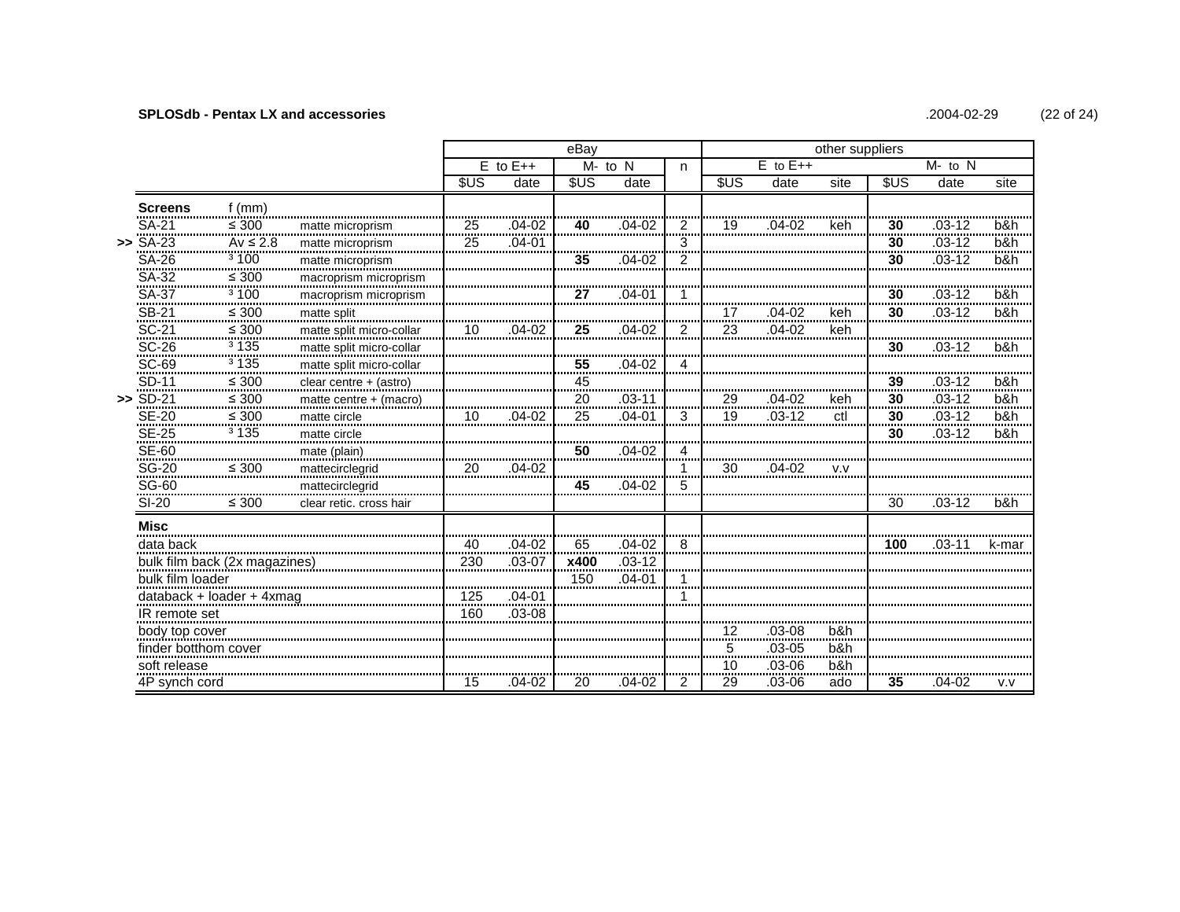**SPLOSdb - Pentax LX and accessories**

.2004-02-29

| | | | | eBay | | | | | other suppliers | | | | | |
|---|---|---|---|---|---|---|---|---|---|---|---|---|---|---|
| | | | E to E++ | | M- to N | | n | E to E++ | | | M- to N | | |
| | | | $US | date | $US | date | | $US | date | site | $US | date | site |
| **Screens** | f (mm) | | | | | | | | | | | | |
| SA-21 | ≤ 300 | matte microprism | 25 | .04-02 | **40** | .04-02 | 2 | 19 | .04-02 | keh | **30** | .03-12 | b&h |
| >> SA-23 | Av ≤ 2.8 | matte microprism | 25 | .04-01 | | | 3 | | | | **30** | .03-12 | b&h |
| SA-26 | ³ 100 | matte microprism | | | **35** | .04-02 | 2 | | | | **30** | .03-12 | b&h |
| SA-32 | ≤ 300 | macroprism microprism | | | | | | | | | | | |
| SA-37 | ³ 100 | macroprism microprism | | | **27** | .04-01 | 1 | | | | **30** | .03-12 | b&h |
| SB-21 | ≤ 300 | matte split | | | | | | 17 | .04-02 | keh | **30** | .03-12 | b&h |
| SC-21 | ≤ 300 | matte split micro-collar | 10 | .04-02 | **25** | .04-02 | 2 | 23 | .04-02 | keh | | | |
| SC-26 | ³ 135 | matte split micro-collar | | | | | | | | | **30** | .03-12 | b&h |
| SC-69 | ³ 135 | matte split micro-collar | | | **55** | .04-02 | 4 | | | | | | |
| SD-11 | ≤ 300 | clear centre + (astro) | | | 45 | | | | | | **39** | .03-12 | b&h |
| >> SD-21 | ≤ 300 | matte centre + (macro) | | | 20 | .03-11 | | 29 | .04-02 | keh | **30** | .03-12 | b&h |
| SE-20 | ≤ 300 | matte circle | 10 | .04-02 | 25 | .04-01 | 3 | 19 | .03-12 | ctl | **30** | .03-12 | b&h |
| SE-25 | ³ 135 | matte circle | | | | | | | | | **30** | .03-12 | b&h |
| SE-60 | | mate (plain) | | | **50** | .04-02 | 4 | | | | | | |
| SG-20 | ≤ 300 | mattecirclegrid | 20 | .04-02 | | | 1 | 30 | .04-02 | v.v | | | |
| SG-60 | | mattecirclegrid | | | **45** | .04-02 | 5 | | | | | | |
| SI-20 | ≤ 300 | clear retic. cross hair | | | | | | | | | 30 | .03-12 | b&h |
| **Misc** | | | | | | | | | | | | | |
| data back | | | 40 | .04-02 | 65 | .04-02 | 8 | | | | **100** | .03-11 | k-mar |
| bulk film back (2x magazines) | | | 230 | .03-07 | **x400** | .03-12 | | | | | | | |
| bulk film loader | | | | | 150 | .04-01 | 1 | | | | | | |
| databack + loader + 4xmag | | | 125 | .04-01 | | | 1 | | | | | | |
| IR remote set | | | 160 | .03-08 | | | | | | | | | |
| body top cover | | | | | | | | 12 | .03-08 | b&h | | | |
| finder botthom cover | | | | | | | | 5 | .03-05 | b&h | | | |
| soft release | | | | | | | | 10 | .03-06 | b&h | | | |
| 4P synch cord | | | 15 | .04-02 | 20 | .04-02 | 2 | 29 | .03-06 | ado | **35** | .04-02 | v.v |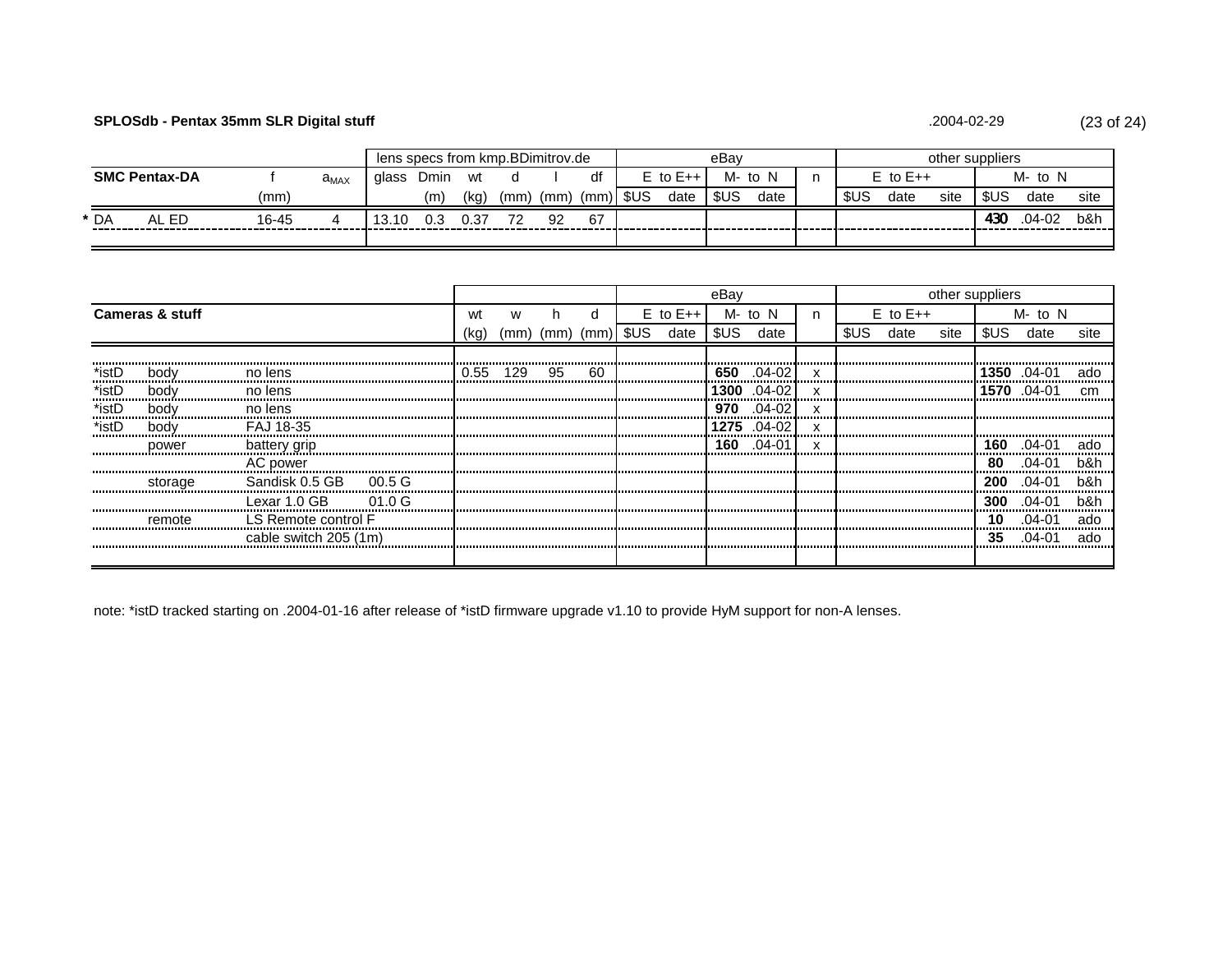**SPLOSdb - Pentax 35mm SLR Digital stuff** .2004-02-29

| SMC Pentax-DA | | | f | $a_{MAX}$ | lens specs from kmp.BDimitrov.de | | | | | | eBay | | | | | other suppliers | | | | | |
|---|---|---|---|---|---|---|---|---|---|---|---|---|---|---|---|---|---|---|---|---|---|
| | | | | | glass | Dmin | wt | d | l | df | E to E++ | | M- to N | | n | E to E++ | | | M- to N | | |
| | | | (mm) | | | (m) | (kg) | (mm) | (mm) | (mm) | $US | date | $US | date | | $US | date | site | $US | date | site |
| * | DA | AL ED | 16-45 | 4 | 13.10 | 0.3 | 0.37 | 72 | 92 | 67 | | | | | | | | | **430** | .04-02 | b&h |

| Cameras & stuff | | | | wt | w | h | d | eBay | | | | | other suppliers | | | | | |
|---|---|---|---|---|---|---|---|---|---|---|---|---|---|---|---|---|---|---|
| | | | | | | | | E to E++ | | M- to N | | n | E to E++ | | | M- to N | | |
| | | | | (kg) | (mm) | (mm) | (mm) | $US | date | $US | date | | $US | date | site | $US | date | site |
| *istD | body | no lens | | 0.55 | 129 | 95 | 60 | | | **650** | .04-02 | x | | | | **1350** | .04-01 | ado |
| *istD | body | no lens | | | | | | | | **1300** | .04-02 | x | | | | **1570** | .04-01 | cm |
| *istD | body | no lens | | | | | | | | **970** | .04-02 | x | | | | | | |
| *istD | body | FAJ 18-35 | | | | | | | | **1275** | .04-02 | x | | | | | | |
| | power | battery grip | | | | | | | | **160** | .04-01 | x | | | | **160** | .04-01 | ado |
| | | AC power | | | | | | | | | | | | | | **80** | .04-01 | b&h |
| | storage | Sandisk 0.5 GB | 00.5 G | | | | | | | | | | | | | **200** | .04-01 | b&h |
| | | Lexar 1.0 GB | 01.0 G | | | | | | | | | | | | | **300** | .04-01 | b&h |
| | remote | LS Remote control F | | | | | | | | | | | | | | **10** | .04-01 | ado |
| | | cable switch 205 (1m) | | | | | | | | | | | | | | **35** | .04-01 | ado |

note: *istD tracked starting on .2004-01-16 after release of *istD firmware upgrade v1.10 to provide HyM support for non-A lenses.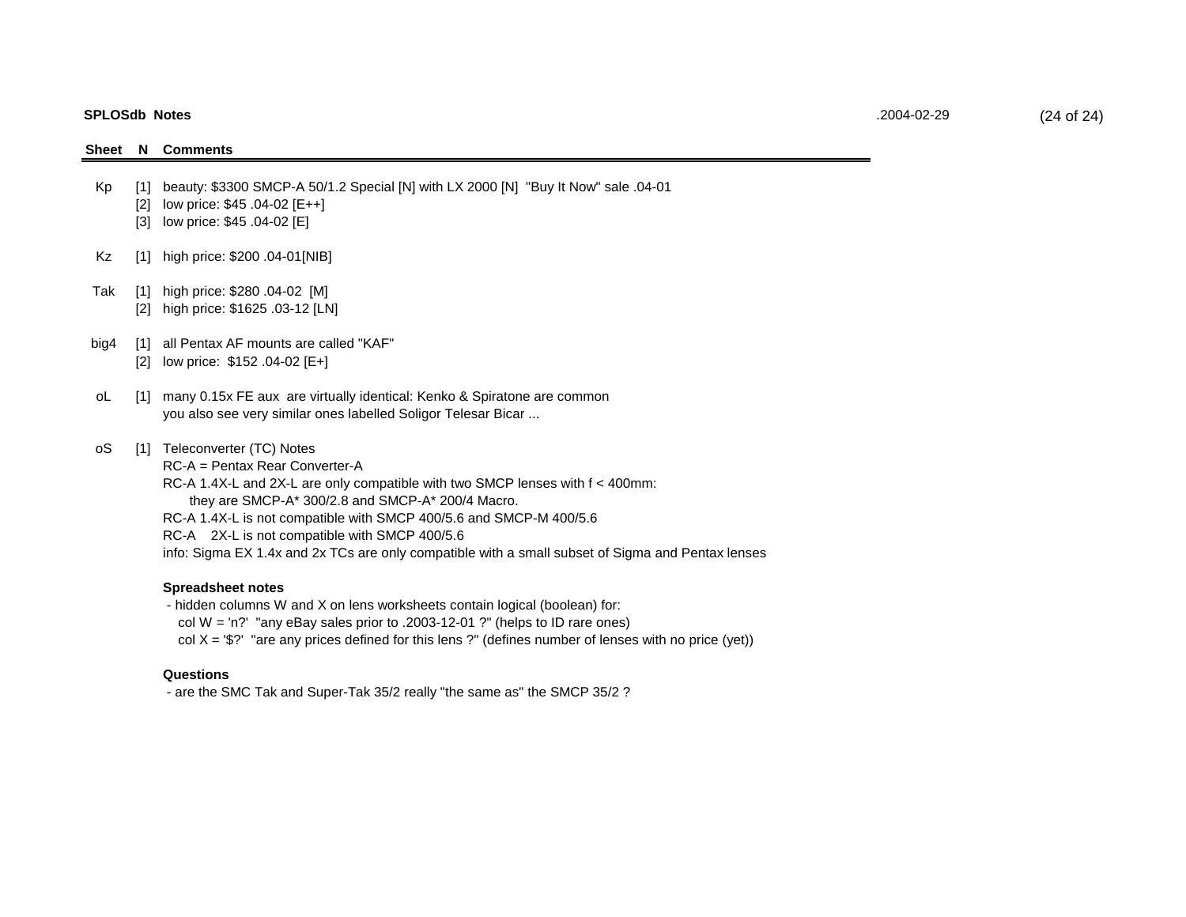**SPLOSdb Notes** .2004-02-29

| Sheet | N | Comments |
|---|---|---|
| Kp | [1] | beauty: $3300 SMCP-A 50/1.2 Special [N] with LX 2000 [N] "Buy It Now" sale .04-01 |
| | [2] | low price: $45 .04-02 [E++] |
| | [3] | low price: $45 .04-02 [E] |
| Kz | [1] | high price: $200 .04-01[NIB] |
| Tak | [1] | high price: $280 .04-02 [M] |
| | [2] | high price: $1625 .03-12 [LN] |
| big4 | [1] | all Pentax AF mounts are called "KAF" |
| | [2] | low price: $152 .04-02 [E+] |
| oL | [1] | many 0.15x FE aux are virtually identical: Kenko & Spiratone are common<br>you also see very similar ones labelled Soligor Telesar Bicar ... |
| oS | [1] | Teleconverter (TC) Notes<br>RC-A = Pentax Rear Converter-A<br>RC-A 1.4X-L and 2X-L are only compatible with two SMCP lenses with f < 400mm:<br>they are SMCP-A* 300/2.8 and SMCP-A* 200/4 Macro.<br>RC-A 1.4X-L is not compatible with SMCP 400/5.6 and SMCP-M 400/5.6<br>RC-A 2X-L is not compatible with SMCP 400/5.6<br>info: Sigma EX 1.4x and 2x TCs are only compatible with a small subset of Sigma and Pentax lenses |

**Spreadsheet notes**

- hidden columns W and X on lens worksheets contain logical (boolean) for:
  - col W = 'n?' "any eBay sales prior to .2003-12-01 ?" (helps to ID rare ones)
  - col X = '$?' "are any prices defined for this lens ?" (defines number of lenses with no price (yet))

**Questions**

- are the SMC Tak and Super-Tak 35/2 really "the same as" the SMCP 35/2 ?